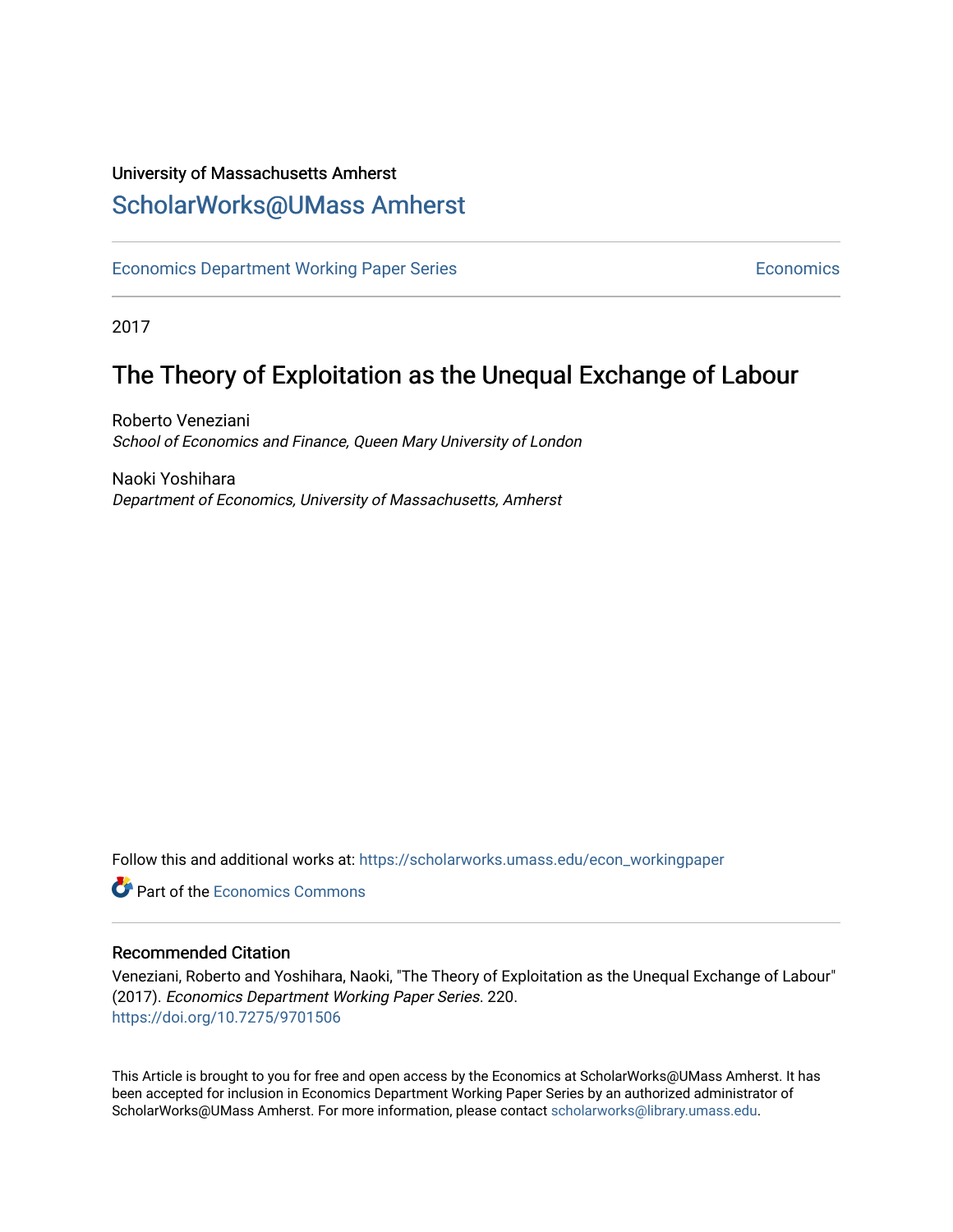University of Massachusetts Amherst

# ScholarWorks@UMass Amherst

Economics Department Working Paper Series | Economics

2017

## The Theory of Exploitation as the Unequal Exchange of Labour

Roberto Veneziani
*School of Economics and Finance, Queen Mary University of London*

Naoki Yoshihara
*Department of Economics, University of Massachusetts, Amherst*

Follow this and additional works at: https://scholarworks.umass.edu/econ_workingpaper

Part of the Economics Commons

### Recommended Citation

Veneziani, Roberto and Yoshihara, Naoki, "The Theory of Exploitation as the Unequal Exchange of Labour" (2017). *Economics Department Working Paper Series*. 220.
https://doi.org/10.7275/9701506

This Article is brought to you for free and open access by the Economics at ScholarWorks@UMass Amherst. It has been accepted for inclusion in Economics Department Working Paper Series by an authorized administrator of ScholarWorks@UMass Amherst. For more information, please contact scholarworks@library.umass.edu.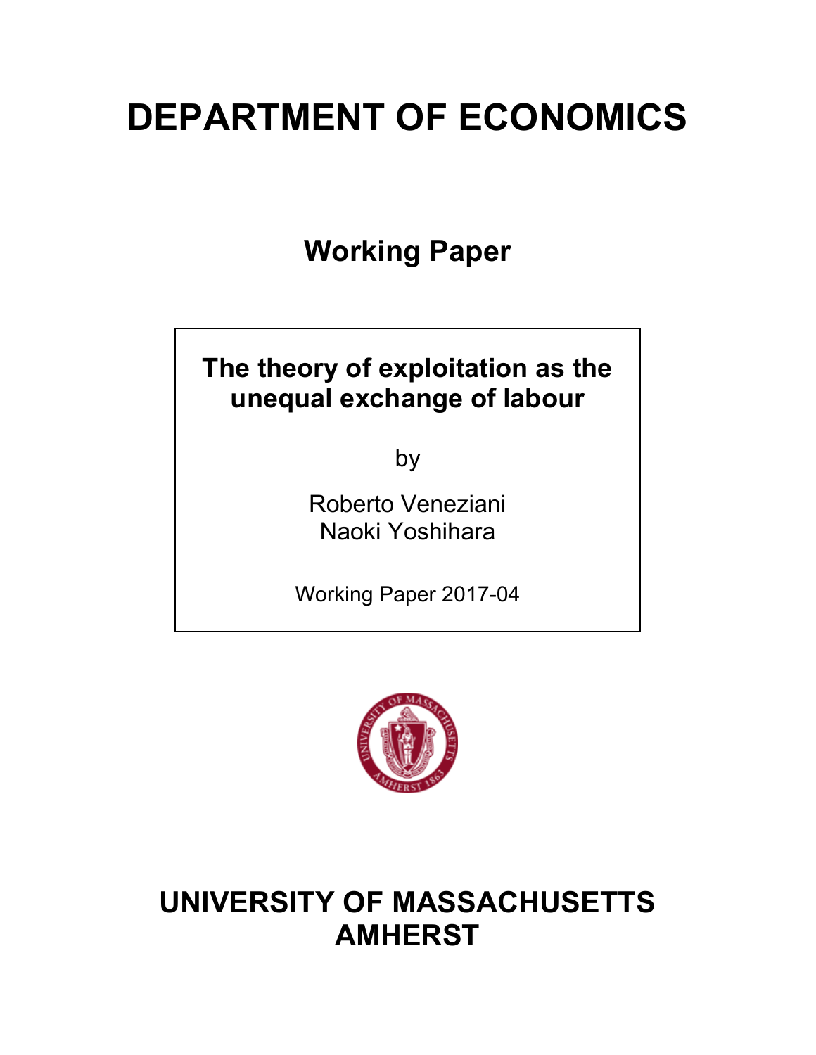# DEPARTMENT OF ECONOMICS

## Working Paper

**The theory of exploitation as the unequal exchange of labour**

by

Roberto Veneziani
Naoki Yoshihara

Working Paper 2017-04

# UNIVERSITY OF MASSACHUSETTS AMHERST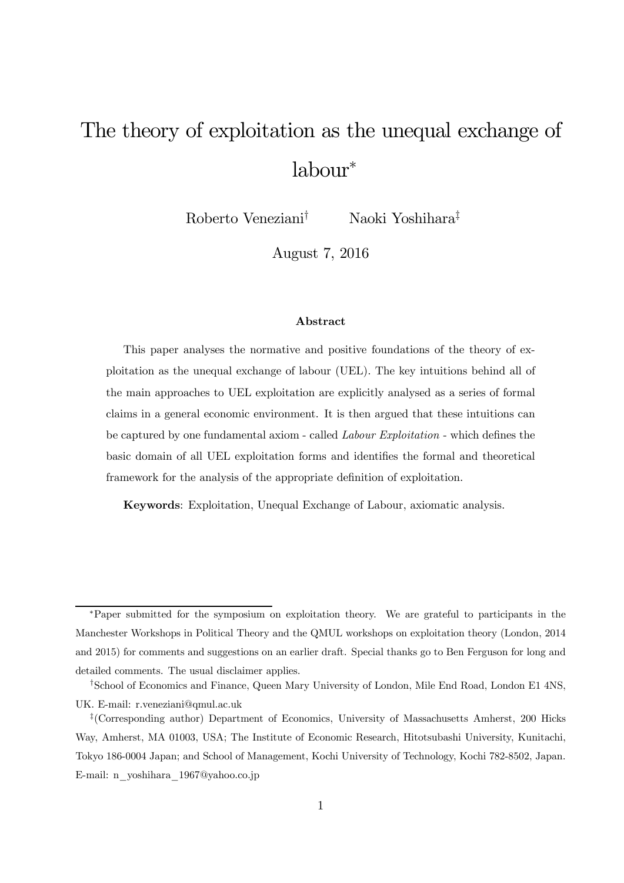# The theory of exploitation as the unequal exchange of labour*

Roberto Veneziani[†] Naoki Yoshihara[‡]

August 7, 2016

### Abstract

This paper analyses the normative and positive foundations of the theory of exploitation as the unequal exchange of labour (UEL). The key intuitions behind all of the main approaches to UEL exploitation are explicitly analysed as a series of formal claims in a general economic environment. It is then argued that these intuitions can be captured by one fundamental axiom - called *Labour Exploitation* - which defines the basic domain of all UEL exploitation forms and identifies the formal and theoretical framework for the analysis of the appropriate definition of exploitation.

**Keywords**: Exploitation, Unequal Exchange of Labour, axiomatic analysis.

---

*Paper submitted for the symposium on exploitation theory. We are grateful to participants in the Manchester Workshops in Political Theory and the QMUL workshops on exploitation theory (London, 2014 and 2015) for comments and suggestions on an earlier draft. Special thanks go to Ben Ferguson for long and detailed comments. The usual disclaimer applies.

[†]School of Economics and Finance, Queen Mary University of London, Mile End Road, London E1 4NS, UK. E-mail: r.veneziani@qmul.ac.uk

[‡](Corresponding author) Department of Economics, University of Massachusetts Amherst, 200 Hicks Way, Amherst, MA 01003, USA; The Institute of Economic Research, Hitotsubashi University, Kunitachi, Tokyo 186-0004 Japan; and School of Management, Kochi University of Technology, Kochi 782-8502, Japan. E-mail: n_yoshihara_1967@yahoo.co.jp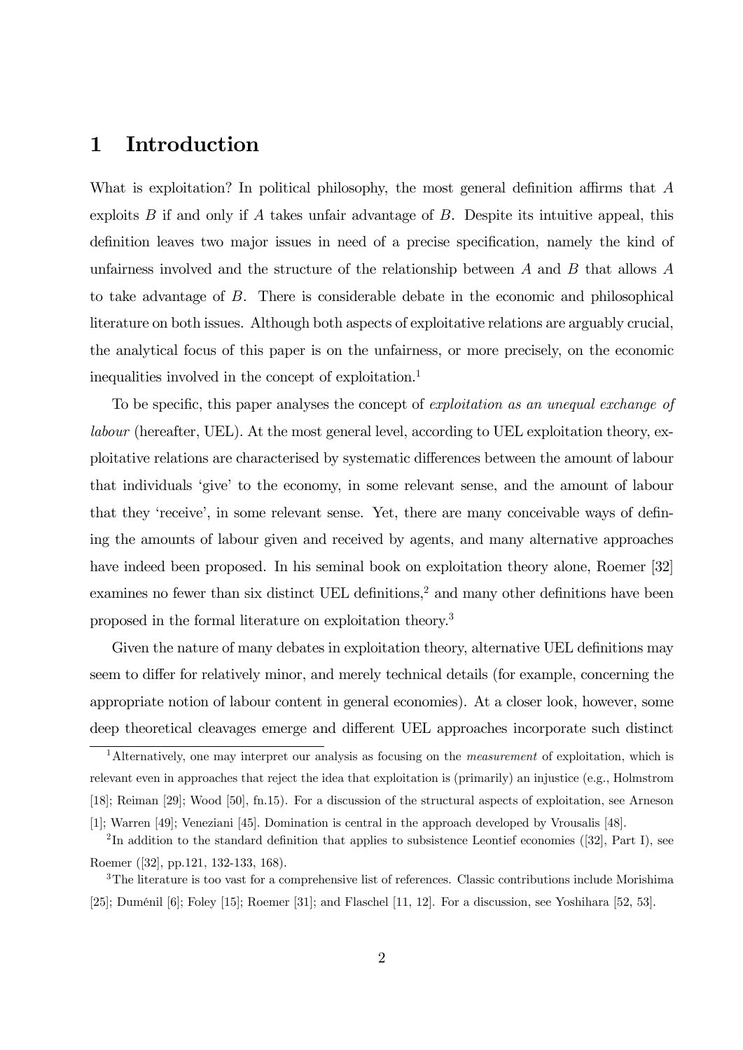# 1 Introduction

What is exploitation? In political philosophy, the most general definition affirms that $A$ exploits $B$ if and only if $A$ takes unfair advantage of $B$. Despite its intuitive appeal, this definition leaves two major issues in need of a precise specification, namely the kind of unfairness involved and the structure of the relationship between $A$ and $B$ that allows $A$ to take advantage of $B$. There is considerable debate in the economic and philosophical literature on both issues. Although both aspects of exploitative relations are arguably crucial, the analytical focus of this paper is on the unfairness, or more precisely, on the economic inequalities involved in the concept of exploitation.[1]

To be specific, this paper analyses the concept of *exploitation as an unequal exchange of labour* (hereafter, UEL). At the most general level, according to UEL exploitation theory, exploitative relations are characterised by systematic differences between the amount of labour that individuals 'give' to the economy, in some relevant sense, and the amount of labour that they 'receive', in some relevant sense. Yet, there are many conceivable ways of defining the amounts of labour given and received by agents, and many alternative approaches have indeed been proposed. In his seminal book on exploitation theory alone, Roemer [32] examines no fewer than six distinct UEL definitions,[2] and many other definitions have been proposed in the formal literature on exploitation theory.[3]

Given the nature of many debates in exploitation theory, alternative UEL definitions may seem to differ for relatively minor, and merely technical details (for example, concerning the appropriate notion of labour content in general economies). At a closer look, however, some deep theoretical cleavages emerge and different UEL approaches incorporate such distinct

[1] Alternatively, one may interpret our analysis as focusing on the *measurement* of exploitation, which is relevant even in approaches that reject the idea that exploitation is (primarily) an injustice (e.g., Holmstrom [18]; Reiman [29]; Wood [50], fn.15). For a discussion of the structural aspects of exploitation, see Arneson [1]; Warren [49]; Veneziani [45]. Domination is central in the approach developed by Vrousalis [48].

[2] In addition to the standard definition that applies to subsistence Leontief economies ([32], Part I), see Roemer ([32], pp.121, 132-133, 168).

[3] The literature is too vast for a comprehensive list of references. Classic contributions include Morishima [25]; Duménil [6]; Foley [15]; Roemer [31]; and Flaschel [11, 12]. For a discussion, see Yoshihara [52, 53].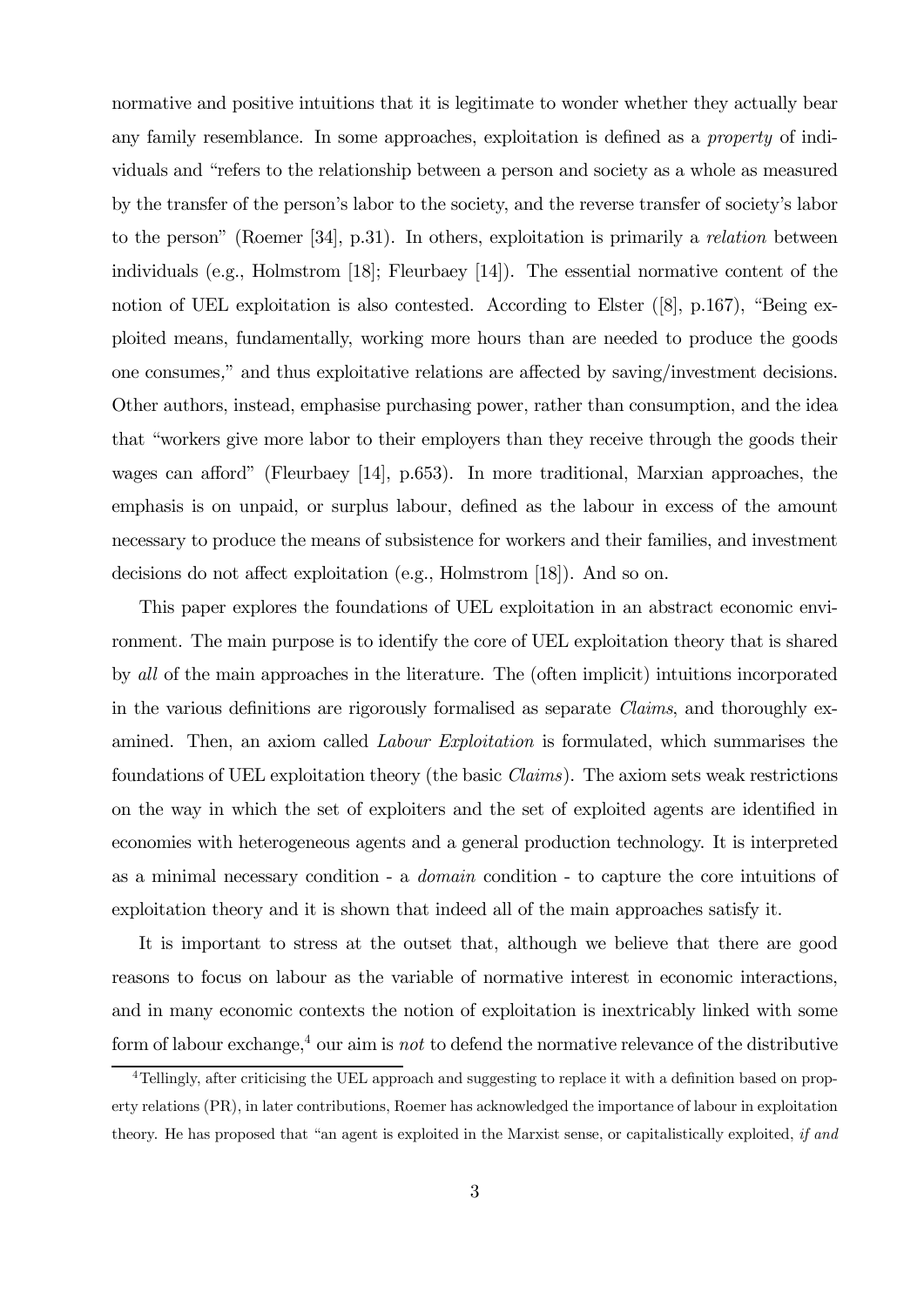normative and positive intuitions that it is legitimate to wonder whether they actually bear any family resemblance. In some approaches, exploitation is defined as a *property* of individuals and "refers to the relationship between a person and society as a whole as measured by the transfer of the person's labor to the society, and the reverse transfer of society's labor to the person" (Roemer [34], p.31). In others, exploitation is primarily a *relation* between individuals (e.g., Holmstrom [18]; Fleurbaey [14]). The essential normative content of the notion of UEL exploitation is also contested. According to Elster ([8], p.167), "Being exploited means, fundamentally, working more hours than are needed to produce the goods one consumes," and thus exploitative relations are affected by saving/investment decisions. Other authors, instead, emphasise purchasing power, rather than consumption, and the idea that "workers give more labor to their employers than they receive through the goods their wages can afford" (Fleurbaey [14], p.653). In more traditional, Marxian approaches, the emphasis is on unpaid, or surplus labour, defined as the labour in excess of the amount necessary to produce the means of subsistence for workers and their families, and investment decisions do not affect exploitation (e.g., Holmstrom [18]). And so on.

This paper explores the foundations of UEL exploitation in an abstract economic environment. The main purpose is to identify the core of UEL exploitation theory that is shared by *all* of the main approaches in the literature. The (often implicit) intuitions incorporated in the various definitions are rigorously formalised as separate *Claims*, and thoroughly examined. Then, an axiom called *Labour Exploitation* is formulated, which summarises the foundations of UEL exploitation theory (the basic *Claims*). The axiom sets weak restrictions on the way in which the set of exploiters and the set of exploited agents are identified in economies with heterogeneous agents and a general production technology. It is interpreted as a minimal necessary condition - a *domain* condition - to capture the core intuitions of exploitation theory and it is shown that indeed all of the main approaches satisfy it.

It is important to stress at the outset that, although we believe that there are good reasons to focus on labour as the variable of normative interest in economic interactions, and in many economic contexts the notion of exploitation is inextricably linked with some form of labour exchange,[4] our aim is *not* to defend the normative relevance of the distributive

[4] Tellingly, after criticising the UEL approach and suggesting to replace it with a definition based on property relations (PR), in later contributions, Roemer has acknowledged the importance of labour in exploitation theory. He has proposed that "an agent is exploited in the Marxist sense, or capitalistically exploited, *if and*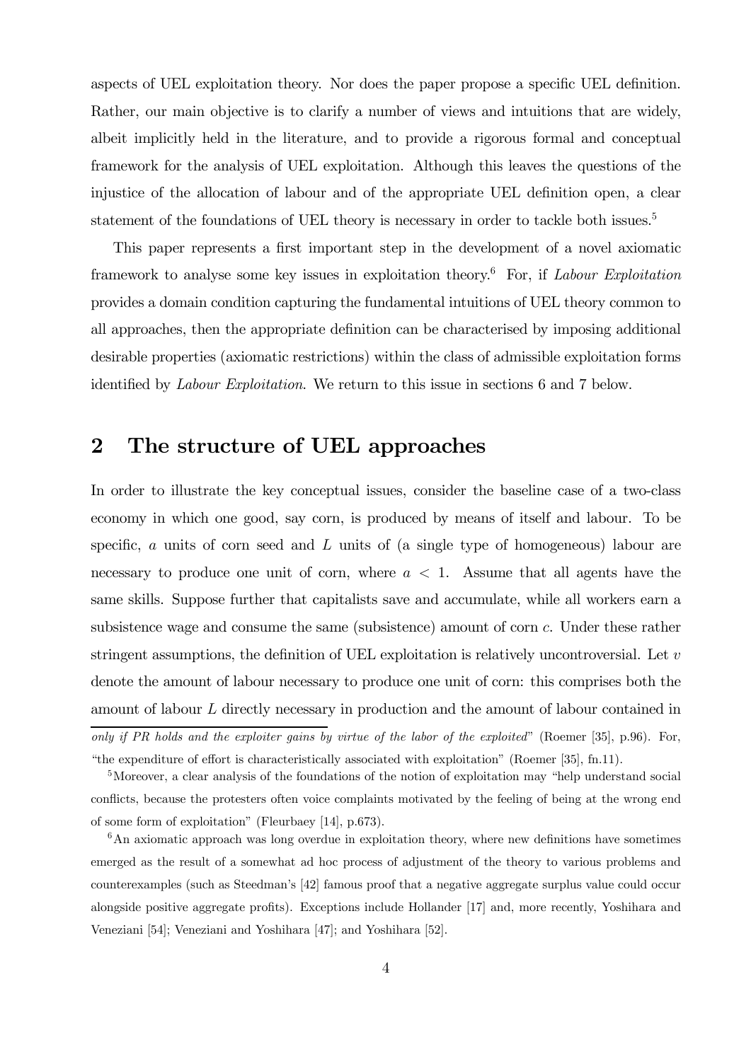aspects of UEL exploitation theory. Nor does the paper propose a specific UEL definition. Rather, our main objective is to clarify a number of views and intuitions that are widely, albeit implicitly held in the literature, and to provide a rigorous formal and conceptual framework for the analysis of UEL exploitation. Although this leaves the questions of the injustice of the allocation of labour and of the appropriate UEL definition open, a clear statement of the foundations of UEL theory is necessary in order to tackle both issues.[5]

This paper represents a first important step in the development of a novel axiomatic framework to analyse some key issues in exploitation theory.[6] For, if *Labour Exploitation* provides a domain condition capturing the fundamental intuitions of UEL theory common to all approaches, then the appropriate definition can be characterised by imposing additional desirable properties (axiomatic restrictions) within the class of admissible exploitation forms identified by *Labour Exploitation*. We return to this issue in sections 6 and 7 below.

## 2 The structure of UEL approaches

In order to illustrate the key conceptual issues, consider the baseline case of a two-class economy in which one good, say corn, is produced by means of itself and labour. To be specific, $a$ units of corn seed and $L$ units of (a single type of homogeneous) labour are necessary to produce one unit of corn, where $a < 1$. Assume that all agents have the same skills. Suppose further that capitalists save and accumulate, while all workers earn a subsistence wage and consume the same (subsistence) amount of corn $c$. Under these rather stringent assumptions, the definition of UEL exploitation is relatively uncontroversial. Let $v$ denote the amount of labour necessary to produce one unit of corn: this comprises both the amount of labour $L$ directly necessary in production and the amount of labour contained in

---

*only if PR holds and the exploiter gains by virtue of the labor of the exploited*" (Roemer [35], p.96). For, "the expenditure of effort is characteristically associated with exploitation" (Roemer [35], fn.11).

[5] Moreover, a clear analysis of the foundations of the notion of exploitation may "help understand social conflicts, because the protesters often voice complaints motivated by the feeling of being at the wrong end of some form of exploitation" (Fleurbaey [14], p.673).

[6] An axiomatic approach was long overdue in exploitation theory, where new definitions have sometimes emerged as the result of a somewhat ad hoc process of adjustment of the theory to various problems and counterexamples (such as Steedman's [42] famous proof that a negative aggregate surplus value could occur alongside positive aggregate profits). Exceptions include Hollander [17] and, more recently, Yoshihara and Veneziani [54]; Veneziani and Yoshihara [47]; and Yoshihara [52].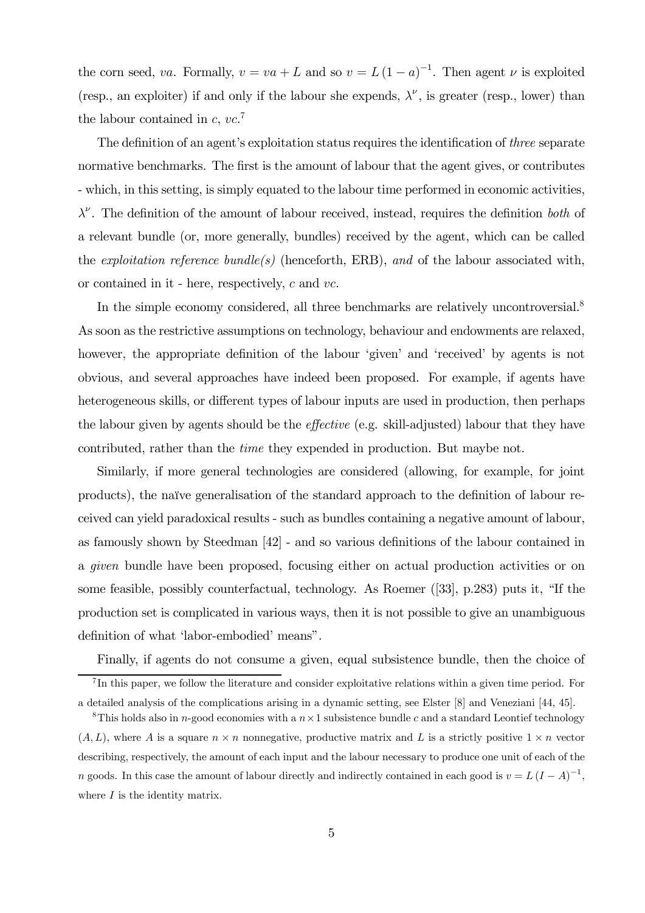the corn seed, $va$. Formally, $v = va + L$ and so $v = L(1-a)^{-1}$. Then agent $\nu$ is exploited (resp., an exploiter) if and only if the labour she expends, $\lambda^{\nu}$, is greater (resp., lower) than the labour contained in $c$, $vc$.[7]

The definition of an agent's exploitation status requires the identification of *three* separate normative benchmarks. The first is the amount of labour that the agent gives, or contributes - which, in this setting, is simply equated to the labour time performed in economic activities, $\lambda^{\nu}$. The definition of the amount of labour received, instead, requires the definition *both* of a relevant bundle (or, more generally, bundles) received by the agent, which can be called the *exploitation reference bundle(s)* (henceforth, ERB), *and* of the labour associated with, or contained in it - here, respectively, $c$ and $vc$.

In the simple economy considered, all three benchmarks are relatively uncontroversial.[8] As soon as the restrictive assumptions on technology, behaviour and endowments are relaxed, however, the appropriate definition of the labour 'given' and 'received' by agents is not obvious, and several approaches have indeed been proposed. For example, if agents have heterogeneous skills, or different types of labour inputs are used in production, then perhaps the labour given by agents should be the *effective* (e.g. skill-adjusted) labour that they have contributed, rather than the *time* they expended in production. But maybe not.

Similarly, if more general technologies are considered (allowing, for example, for joint products), the naïve generalisation of the standard approach to the definition of labour received can yield paradoxical results - such as bundles containing a negative amount of labour, as famously shown by Steedman [42] - and so various definitions of the labour contained in a *given* bundle have been proposed, focusing either on actual production activities or on some feasible, possibly counterfactual, technology. As Roemer ([33], p.283) puts it, "If the production set is complicated in various ways, then it is not possible to give an unambiguous definition of what 'labor-embodied' means".

Finally, if agents do not consume a given, equal subsistence bundle, then the choice of

---

[7] In this paper, we follow the literature and consider exploitative relations within a given time period. For a detailed analysis of the complications arising in a dynamic setting, see Elster [8] and Veneziani [44, 45].

[8] This holds also in $n$-good economies with a $n \times 1$ subsistence bundle $c$ and a standard Leontief technology $(A, L)$, where $A$ is a square $n \times n$ nonnegative, productive matrix and $L$ is a strictly positive $1 \times n$ vector describing, respectively, the amount of each input and the labour necessary to produce one unit of each of the $n$ goods. In this case the amount of labour directly and indirectly contained in each good is $v = L(I-A)^{-1}$, where $I$ is the identity matrix.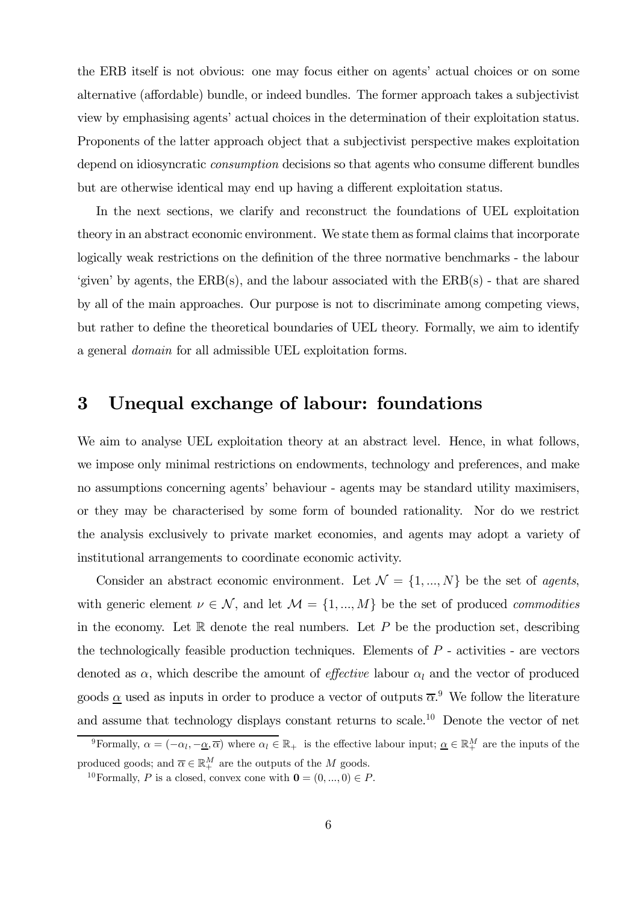the ERB itself is not obvious: one may focus either on agents' actual choices or on some alternative (affordable) bundle, or indeed bundles. The former approach takes a subjectivist view by emphasising agents' actual choices in the determination of their exploitation status. Proponents of the latter approach object that a subjectivist perspective makes exploitation depend on idiosyncratic *consumption* decisions so that agents who consume different bundles but are otherwise identical may end up having a different exploitation status.

In the next sections, we clarify and reconstruct the foundations of UEL exploitation theory in an abstract economic environment. We state them as formal claims that incorporate logically weak restrictions on the definition of the three normative benchmarks - the labour 'given' by agents, the ERB(s), and the labour associated with the ERB(s) - that are shared by all of the main approaches. Our purpose is not to discriminate among competing views, but rather to define the theoretical boundaries of UEL theory. Formally, we aim to identify a general *domain* for all admissible UEL exploitation forms.

# 3 Unequal exchange of labour: foundations

We aim to analyse UEL exploitation theory at an abstract level. Hence, in what follows, we impose only minimal restrictions on endowments, technology and preferences, and make no assumptions concerning agents' behaviour - agents may be standard utility maximisers, or they may be characterised by some form of bounded rationality. Nor do we restrict the analysis exclusively to private market economies, and agents may adopt a variety of institutional arrangements to coordinate economic activity.

Consider an abstract economic environment. Let $\mathcal{N} = \{1, ..., N\}$ be the set of *agents*, with generic element $\nu \in \mathcal{N}$, and let $\mathcal{M} = \{1, ..., M\}$ be the set of produced *commodities* in the economy. Let $\mathbb{R}$ denote the real numbers. Let $P$ be the production set, describing the technologically feasible production techniques. Elements of $P$ - activities - are vectors denoted as $\alpha$, which describe the amount of *effective* labour $\alpha_l$ and the vector of produced goods $\underline{\alpha}$ used as inputs in order to produce a vector of outputs $\overline{\alpha}$.[9] We follow the literature and assume that technology displays constant returns to scale.[10] Denote the vector of net

[9] Formally, $\alpha = (-\alpha_l, -\underline{\alpha}, \overline{\alpha})$ where $\alpha_l \in \mathbb{R}_+$ is the effective labour input; $\underline{\alpha} \in \mathbb{R}^M_+$ are the inputs of the produced goods; and $\overline{\alpha} \in \mathbb{R}^M_+$ are the outputs of the $M$ goods.

[10] Formally, $P$ is a closed, convex cone with $\mathbf{0} = (0, ..., 0) \in P$.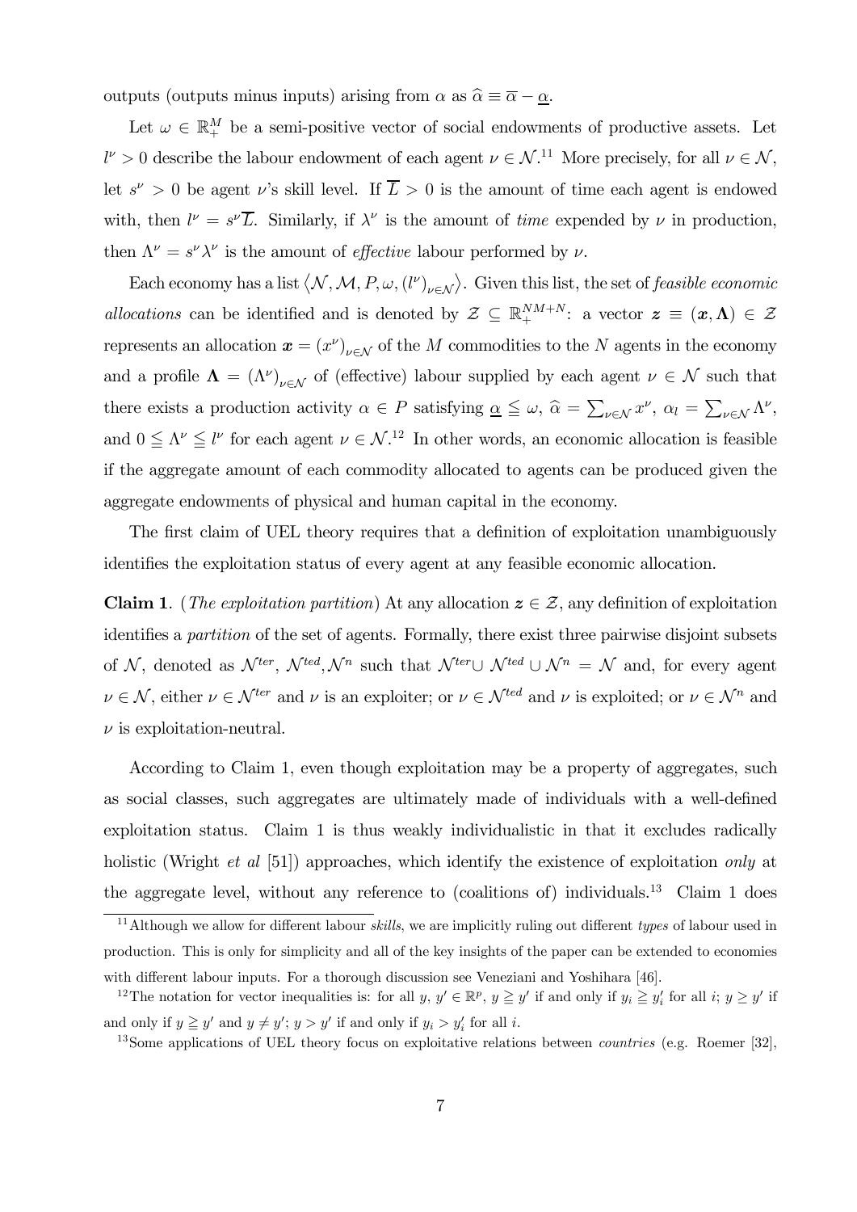outputs (outputs minus inputs) arising from $\alpha$ as $\widehat{\alpha} \equiv \overline{\alpha} - \underline{\alpha}$.

Let $\omega \in \mathbb{R}^M_+$ be a semi-positive vector of social endowments of productive assets. Let $l^\nu > 0$ describe the labour endowment of each agent $\nu \in \mathcal{N}$.[11] More precisely, for all $\nu \in \mathcal{N}$, let $s^\nu > 0$ be agent $\nu$'s skill level. If $\overline{L} > 0$ is the amount of time each agent is endowed with, then $l^\nu = s^\nu \overline{L}$. Similarly, if $\lambda^\nu$ is the amount of *time* expended by $\nu$ in production, then $\Lambda^\nu = s^\nu \lambda^\nu$ is the amount of *effective* labour performed by $\nu$.

Each economy has a list $\langle \mathcal{N}, \mathcal{M}, P, \omega, (l^\nu)_{\nu \in \mathcal{N}} \rangle$. Given this list, the set of *feasible economic allocations* can be identified and is denoted by $\mathcal{Z} \subseteq \mathbb{R}^{NM+N}_+$: a vector $\boldsymbol{z} \equiv (\boldsymbol{x}, \boldsymbol{\Lambda}) \in \mathcal{Z}$ represents an allocation $\boldsymbol{x} = (x^\nu)_{\nu \in \mathcal{N}}$ of the $M$ commodities to the $N$ agents in the economy and a profile $\boldsymbol{\Lambda} = (\Lambda^\nu)_{\nu \in \mathcal{N}}$ of (effective) labour supplied by each agent $\nu \in \mathcal{N}$ such that there exists a production activity $\alpha \in P$ satisfying $\underline{\alpha} \leqq \omega$, $\widehat{\alpha} = \sum_{\nu \in \mathcal{N}} x^\nu$, $\alpha_l = \sum_{\nu \in \mathcal{N}} \Lambda^\nu$, and $0 \leqq \Lambda^\nu \leqq l^\nu$ for each agent $\nu \in \mathcal{N}$.[12] In other words, an economic allocation is feasible if the aggregate amount of each commodity allocated to agents can be produced given the aggregate endowments of physical and human capital in the economy.

The first claim of UEL theory requires that a definition of exploitation unambiguously identifies the exploitation status of every agent at any feasible economic allocation.

**Claim 1**. (*The exploitation partition*) At any allocation $\boldsymbol{z} \in \mathcal{Z}$, any definition of exploitation identifies a *partition* of the set of agents. Formally, there exist three pairwise disjoint subsets of $\mathcal{N}$, denoted as $\mathcal{N}^{ter}$, $\mathcal{N}^{ted}$, $\mathcal{N}^n$ such that $\mathcal{N}^{ter} \cup \mathcal{N}^{ted} \cup \mathcal{N}^n = \mathcal{N}$ and, for every agent $\nu \in \mathcal{N}$, either $\nu \in \mathcal{N}^{ter}$ and $\nu$ is an exploiter; or $\nu \in \mathcal{N}^{ted}$ and $\nu$ is exploited; or $\nu \in \mathcal{N}^n$ and $\nu$ is exploitation-neutral.

According to Claim 1, even though exploitation may be a property of aggregates, such as social classes, such aggregates are ultimately made of individuals with a well-defined exploitation status. Claim 1 is thus weakly individualistic in that it excludes radically holistic (Wright *et al* [51]) approaches, which identify the existence of exploitation *only* at the aggregate level, without any reference to (coalitions of) individuals.[13] Claim 1 does

---

[11] Although we allow for different labour *skills*, we are implicitly ruling out different *types* of labour used in production. This is only for simplicity and all of the key insights of the paper can be extended to economies with different labour inputs. For a thorough discussion see Veneziani and Yoshihara [46].

[12] The notation for vector inequalities is: for all $y$, $y' \in \mathbb{R}^p$, $y \geqq y'$ if and only if $y_i \geqq y'_i$ for all $i$; $y \geq y'$ if and only if $y \geqq y'$ and $y \neq y'$; $y > y'$ if and only if $y_i > y'_i$ for all $i$.

[13] Some applications of UEL theory focus on exploitative relations between *countries* (e.g. Roemer [32],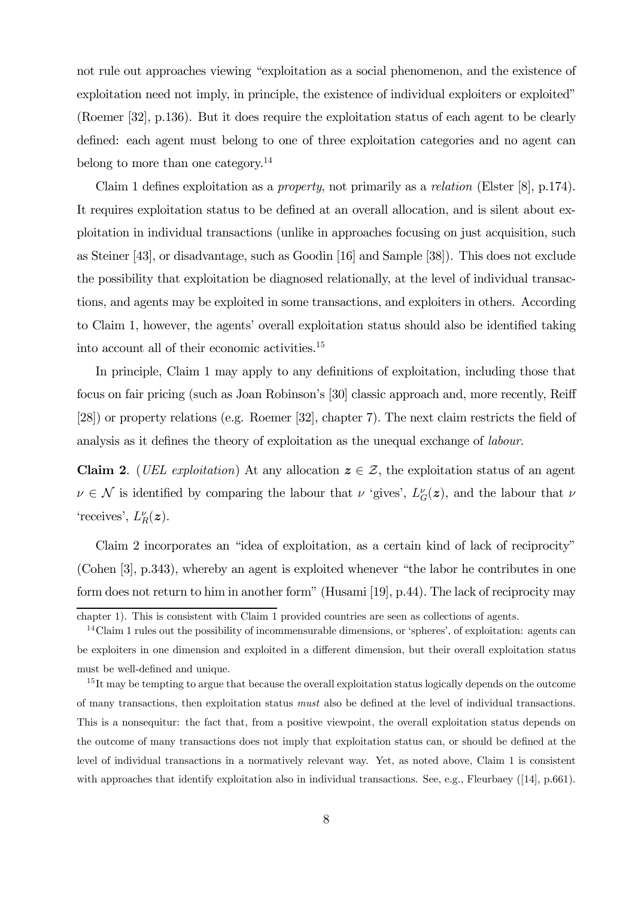not rule out approaches viewing "exploitation as a social phenomenon, and the existence of exploitation need not imply, in principle, the existence of individual exploiters or exploited" (Roemer [32], p.136). But it does require the exploitation status of each agent to be clearly defined: each agent must belong to one of three exploitation categories and no agent can belong to more than one category.[14]

Claim 1 defines exploitation as a *property*, not primarily as a *relation* (Elster [8], p.174). It requires exploitation status to be defined at an overall allocation, and is silent about exploitation in individual transactions (unlike in approaches focusing on just acquisition, such as Steiner [43], or disadvantage, such as Goodin [16] and Sample [38]). This does not exclude the possibility that exploitation be diagnosed relationally, at the level of individual transactions, and agents may be exploited in some transactions, and exploiters in others. According to Claim 1, however, the agents' overall exploitation status should also be identified taking into account all of their economic activities.[15]

In principle, Claim 1 may apply to any definitions of exploitation, including those that focus on fair pricing (such as Joan Robinson's [30] classic approach and, more recently, Reiff [28]) or property relations (e.g. Roemer [32], chapter 7). The next claim restricts the field of analysis as it defines the theory of exploitation as the unequal exchange of *labour*.

**Claim 2**. (*UEL exploitation*) At any allocation $\boldsymbol{z} \in \mathcal{Z}$, the exploitation status of an agent $\nu \in \mathcal{N}$ is identified by comparing the labour that $\nu$ 'gives', $L_G^\nu(\boldsymbol{z})$, and the labour that $\nu$ 'receives', $L_R^\nu(\boldsymbol{z})$.

Claim 2 incorporates an "idea of exploitation, as a certain kind of lack of reciprocity" (Cohen [3], p.343), whereby an agent is exploited whenever "the labor he contributes in one form does not return to him in another form" (Husami [19], p.44). The lack of reciprocity may

---

chapter 1). This is consistent with Claim 1 provided countries are seen as collections of agents.

[14] Claim 1 rules out the possibility of incommensurable dimensions, or 'spheres', of exploitation: agents can be exploiters in one dimension and exploited in a different dimension, but their overall exploitation status must be well-defined and unique.

[15] It may be tempting to argue that because the overall exploitation status logically depends on the outcome of many transactions, then exploitation status *must* also be defined at the level of individual transactions. This is a nonsequitur: the fact that, from a positive viewpoint, the overall exploitation status depends on the outcome of many transactions does not imply that exploitation status can, or should be defined at the level of individual transactions in a normatively relevant way. Yet, as noted above, Claim 1 is consistent with approaches that identify exploitation also in individual transactions. See, e.g., Fleurbaey ([14], p.661).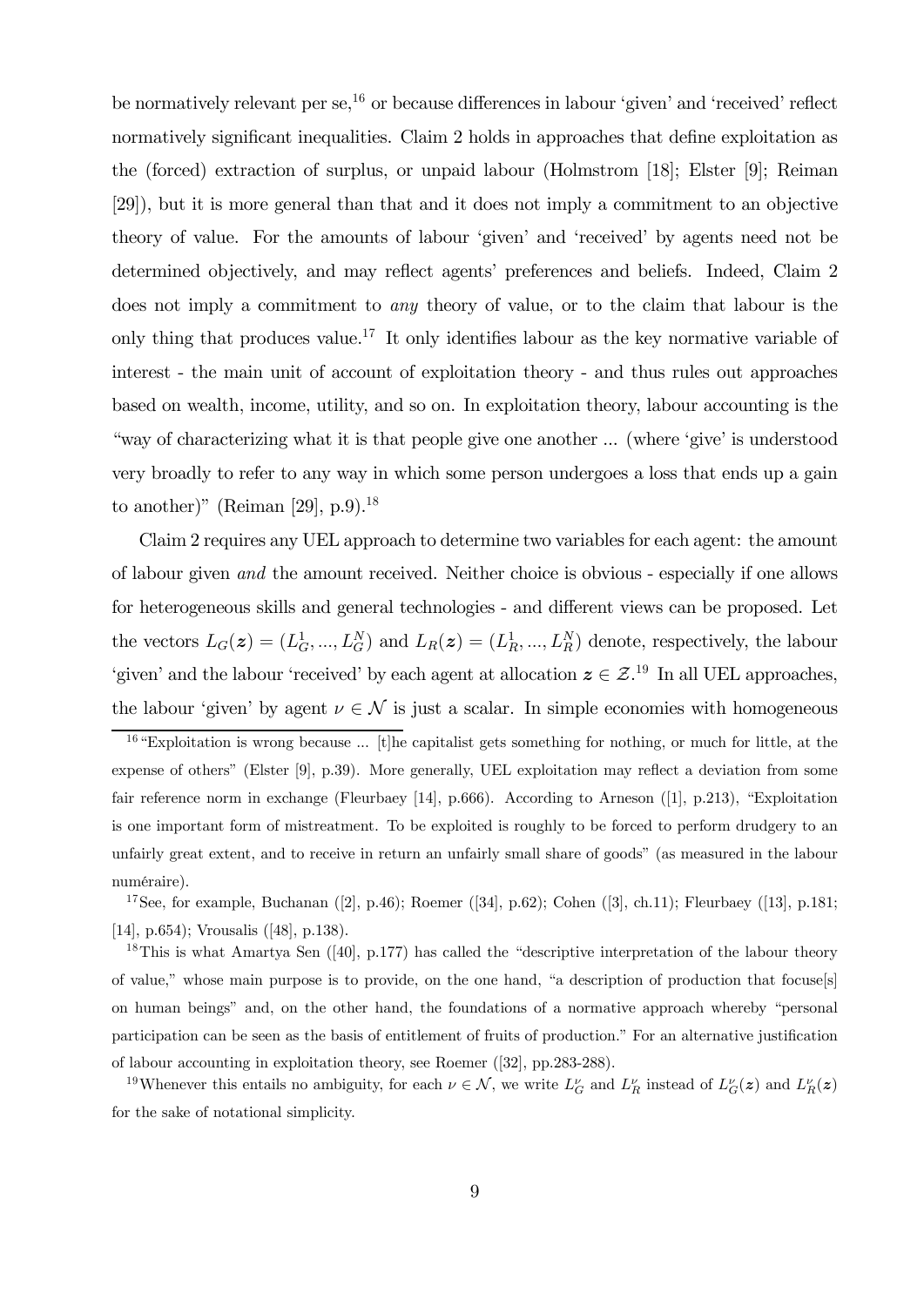be normatively relevant per se,[16] or because differences in labour 'given' and 'received' reflect normatively significant inequalities. Claim 2 holds in approaches that define exploitation as the (forced) extraction of surplus, or unpaid labour (Holmstrom [18]; Elster [9]; Reiman [29]), but it is more general than that and it does not imply a commitment to an objective theory of value. For the amounts of labour 'given' and 'received' by agents need not be determined objectively, and may reflect agents' preferences and beliefs. Indeed, Claim 2 does not imply a commitment to *any* theory of value, or to the claim that labour is the only thing that produces value.[17] It only identifies labour as the key normative variable of interest - the main unit of account of exploitation theory - and thus rules out approaches based on wealth, income, utility, and so on. In exploitation theory, labour accounting is the "way of characterizing what it is that people give one another ... (where 'give' is understood very broadly to refer to any way in which some person undergoes a loss that ends up a gain to another)" (Reiman [29], p.9).[18]

Claim 2 requires any UEL approach to determine two variables for each agent: the amount of labour given *and* the amount received. Neither choice is obvious - especially if one allows for heterogeneous skills and general technologies - and different views can be proposed. Let the vectors $L_G(\boldsymbol{z}) = (L_G^1, ..., L_G^N)$ and $L_R(\boldsymbol{z}) = (L_R^1, ..., L_R^N)$ denote, respectively, the labour 'given' and the labour 'received' by each agent at allocation $\boldsymbol{z} \in \mathcal{Z}$.[19] In all UEL approaches, the labour 'given' by agent $\nu \in \mathcal{N}$ is just a scalar. In simple economies with homogeneous

[16] "Exploitation is wrong because ... [t]he capitalist gets something for nothing, or much for little, at the expense of others" (Elster [9], p.39). More generally, UEL exploitation may reflect a deviation from some fair reference norm in exchange (Fleurbaey [14], p.666). According to Arneson ([1], p.213), "Exploitation is one important form of mistreatment. To be exploited is roughly to be forced to perform drudgery to an unfairly great extent, and to receive in return an unfairly small share of goods" (as measured in the labour numéraire).

[17] See, for example, Buchanan ([2], p.46); Roemer ([34], p.62); Cohen ([3], ch.11); Fleurbaey ([13], p.181; [14], p.654); Vrousalis ([48], p.138).

[18] This is what Amartya Sen ([40], p.177) has called the "descriptive interpretation of the labour theory of value," whose main purpose is to provide, on the one hand, "a description of production that focuse[s] on human beings" and, on the other hand, the foundations of a normative approach whereby "personal participation can be seen as the basis of entitlement of fruits of production." For an alternative justification of labour accounting in exploitation theory, see Roemer ([32], pp.283-288).

[19] Whenever this entails no ambiguity, for each $\nu \in \mathcal{N}$, we write $L_G^\nu$ and $L_R^\nu$ instead of $L_G^\nu(\boldsymbol{z})$ and $L_R^\nu(\boldsymbol{z})$ for the sake of notational simplicity.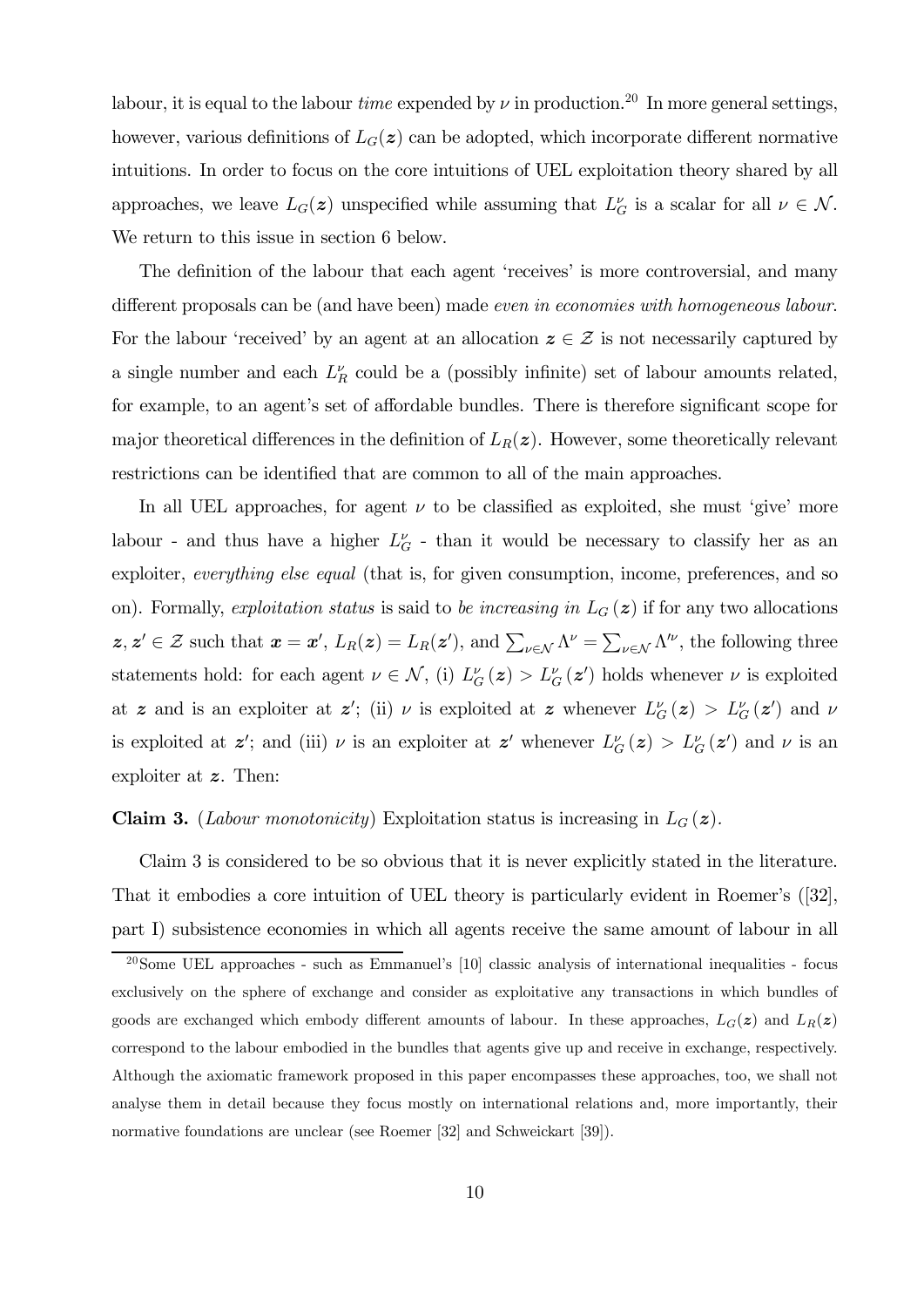labour, it is equal to the labour *time* expended by $\nu$ in production.[20] In more general settings, however, various definitions of $L_G(\boldsymbol{z})$ can be adopted, which incorporate different normative intuitions. In order to focus on the core intuitions of UEL exploitation theory shared by all approaches, we leave $L_G(\boldsymbol{z})$ unspecified while assuming that $L_G^\nu$ is a scalar for all $\nu \in \mathcal{N}$. We return to this issue in section 6 below.

The definition of the labour that each agent 'receives' is more controversial, and many different proposals can be (and have been) made *even in economies with homogeneous labour*. For the labour 'received' by an agent at an allocation $\boldsymbol{z} \in \mathcal{Z}$ is not necessarily captured by a single number and each $L_R^\nu$ could be a (possibly infinite) set of labour amounts related, for example, to an agent's set of affordable bundles. There is therefore significant scope for major theoretical differences in the definition of $L_R(\boldsymbol{z})$. However, some theoretically relevant restrictions can be identified that are common to all of the main approaches.

In all UEL approaches, for agent $\nu$ to be classified as exploited, she must 'give' more labour - and thus have a higher $L_G^\nu$ - than it would be necessary to classify her as an exploiter, *everything else equal* (that is, for given consumption, income, preferences, and so on). Formally, *exploitation status* is said to *be increasing in* $L_G(\boldsymbol{z})$ if for any two allocations $\boldsymbol{z}, \boldsymbol{z}' \in \mathcal{Z}$ such that $\boldsymbol{x} = \boldsymbol{x}'$, $L_R(\boldsymbol{z}) = L_R(\boldsymbol{z}')$, and $\sum_{\nu \in \mathcal{N}} \Lambda^\nu = \sum_{\nu \in \mathcal{N}} \Lambda'^\nu$, the following three statements hold: for each agent $\nu \in \mathcal{N}$, (i) $L_G^\nu(\boldsymbol{z}) > L_G^\nu(\boldsymbol{z}')$ holds whenever $\nu$ is exploited at $\boldsymbol{z}$ and is an exploiter at $\boldsymbol{z}'$; (ii) $\nu$ is exploited at $\boldsymbol{z}$ whenever $L_G^\nu(\boldsymbol{z}) > L_G^\nu(\boldsymbol{z}')$ and $\nu$ is exploited at $\boldsymbol{z}'$; and (iii) $\nu$ is an exploiter at $\boldsymbol{z}'$ whenever $L_G^\nu(\boldsymbol{z}) > L_G^\nu(\boldsymbol{z}')$ and $\nu$ is an exploiter at $\boldsymbol{z}$. Then:

**Claim 3.** (*Labour monotonicity*) Exploitation status is increasing in $L_G(\boldsymbol{z})$.

Claim 3 is considered to be so obvious that it is never explicitly stated in the literature. That it embodies a core intuition of UEL theory is particularly evident in Roemer's ([32], part I) subsistence economies in which all agents receive the same amount of labour in all

[20] Some UEL approaches - such as Emmanuel's [10] classic analysis of international inequalities - focus exclusively on the sphere of exchange and consider as exploitative any transactions in which bundles of goods are exchanged which embody different amounts of labour. In these approaches, $L_G(\boldsymbol{z})$ and $L_R(\boldsymbol{z})$ correspond to the labour embodied in the bundles that agents give up and receive in exchange, respectively. Although the axiomatic framework proposed in this paper encompasses these approaches, too, we shall not analyse them in detail because they focus mostly on international relations and, more importantly, their normative foundations are unclear (see Roemer [32] and Schweickart [39]).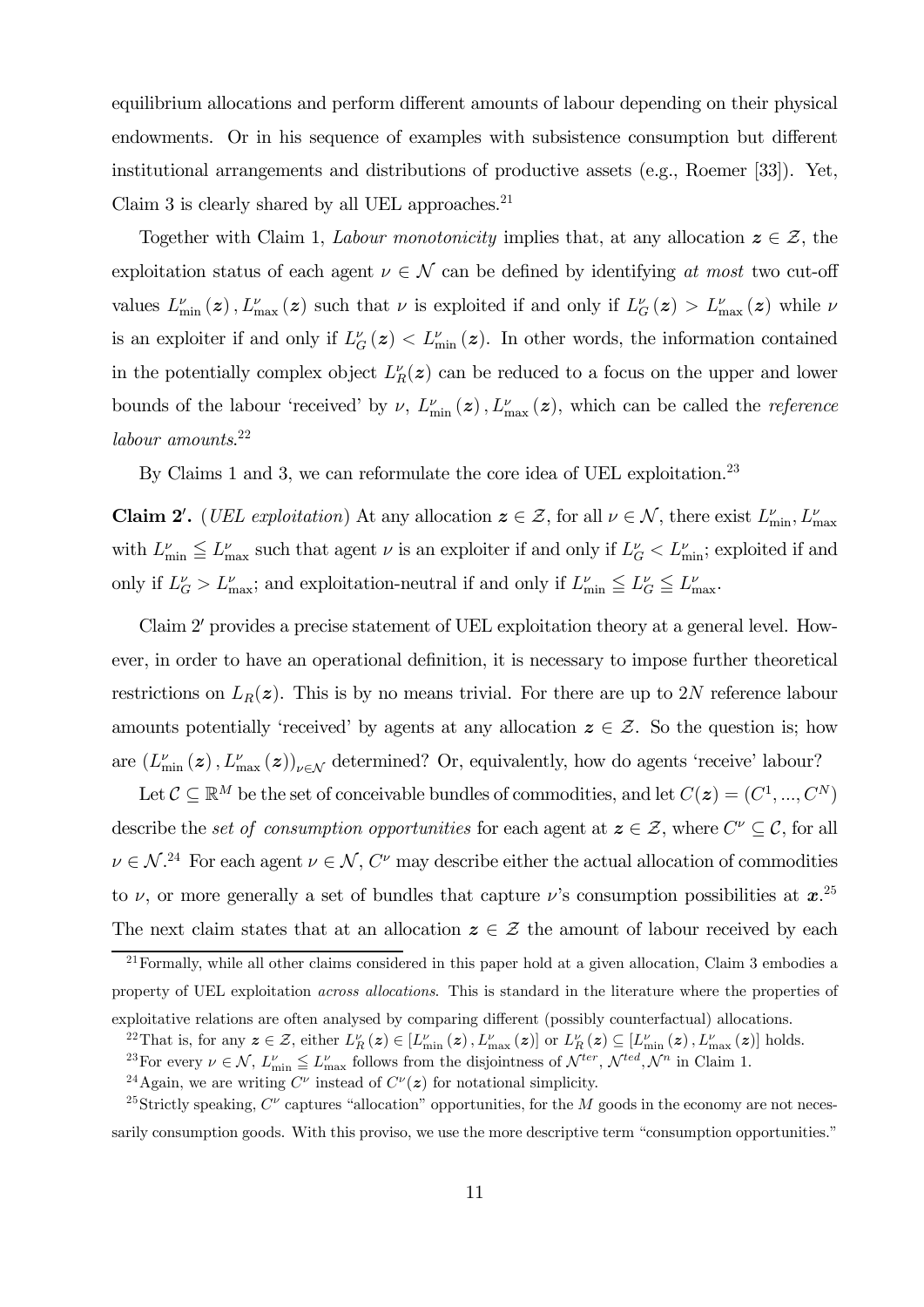equilibrium allocations and perform different amounts of labour depending on their physical endowments. Or in his sequence of examples with subsistence consumption but different institutional arrangements and distributions of productive assets (e.g., Roemer [33]). Yet, Claim 3 is clearly shared by all UEL approaches.[21]

Together with Claim 1, *Labour monotonicity* implies that, at any allocation $\boldsymbol{z} \in \mathcal{Z}$, the exploitation status of each agent $\nu \in \mathcal{N}$ can be defined by identifying *at most* two cut-off values $L^{\nu}_{\min}(\boldsymbol{z}), L^{\nu}_{\max}(\boldsymbol{z})$ such that $\nu$ is exploited if and only if $L^{\nu}_{G}(\boldsymbol{z}) > L^{\nu}_{\max}(\boldsymbol{z})$ while $\nu$ is an exploiter if and only if $L^{\nu}_{G}(\boldsymbol{z}) < L^{\nu}_{\min}(\boldsymbol{z})$. In other words, the information contained in the potentially complex object $L^{\nu}_{R}(\boldsymbol{z})$ can be reduced to a focus on the upper and lower bounds of the labour 'received' by $\nu$, $L^{\nu}_{\min}(\boldsymbol{z}), L^{\nu}_{\max}(\boldsymbol{z})$, which can be called the *reference labour amounts*.[22]

By Claims 1 and 3, we can reformulate the core idea of UEL exploitation.[23]

**Claim 2′.** (*UEL exploitation*) At any allocation $\boldsymbol{z} \in \mathcal{Z}$, for all $\nu \in \mathcal{N}$, there exist $L^{\nu}_{\min}, L^{\nu}_{\max}$ with $L^{\nu}_{\min} \leqq L^{\nu}_{\max}$ such that agent $\nu$ is an exploiter if and only if $L^{\nu}_{G} < L^{\nu}_{\min}$; exploited if and only if $L^{\nu}_{G} > L^{\nu}_{\max}$; and exploitation-neutral if and only if $L^{\nu}_{\min} \leqq L^{\nu}_{G} \leqq L^{\nu}_{\max}$.

Claim 2′ provides a precise statement of UEL exploitation theory at a general level. However, in order to have an operational definition, it is necessary to impose further theoretical restrictions on $L_R(\boldsymbol{z})$. This is by no means trivial. For there are up to $2N$ reference labour amounts potentially 'received' by agents at any allocation $\boldsymbol{z} \in \mathcal{Z}$. So the question is; how are $(L^{\nu}_{\min}(\boldsymbol{z}), L^{\nu}_{\max}(\boldsymbol{z}))_{\nu \in \mathcal{N}}$ determined? Or, equivalently, how do agents 'receive' labour?

Let $\mathcal{C} \subseteq \mathbb{R}^M$ be the set of conceivable bundles of commodities, and let $C(\boldsymbol{z}) = (C^1, ..., C^N)$ describe the *set of consumption opportunities* for each agent at $\boldsymbol{z} \in \mathcal{Z}$, where $C^{\nu} \subseteq \mathcal{C}$, for all $\nu \in \mathcal{N}$.[24] For each agent $\nu \in \mathcal{N}$, $C^{\nu}$ may describe either the actual allocation of commodities to $\nu$, or more generally a set of bundles that capture $\nu$'s consumption possibilities at $\boldsymbol{x}$.[25] The next claim states that at an allocation $\boldsymbol{z} \in \mathcal{Z}$ the amount of labour received by each

[21] Formally, while all other claims considered in this paper hold at a given allocation, Claim 3 embodies a property of UEL exploitation *across allocations*. This is standard in the literature where the properties of exploitative relations are often analysed by comparing different (possibly counterfactual) allocations.

[22] That is, for any $\boldsymbol{z} \in \mathcal{Z}$, either $L^{\nu}_{R}(\boldsymbol{z}) \in [L^{\nu}_{\min}(\boldsymbol{z}), L^{\nu}_{\max}(\boldsymbol{z})]$ or $L^{\nu}_{R}(\boldsymbol{z}) \subseteq [L^{\nu}_{\min}(\boldsymbol{z}), L^{\nu}_{\max}(\boldsymbol{z})]$ holds.

[23] For every $\nu \in \mathcal{N}$, $L^{\nu}_{\min} \leqq L^{\nu}_{\max}$ follows from the disjointness of $\mathcal{N}^{ter}$, $\mathcal{N}^{ted}$, $\mathcal{N}^{n}$ in Claim 1.

[24] Again, we are writing $C^{\nu}$ instead of $C^{\nu}(\boldsymbol{z})$ for notational simplicity.

[25] Strictly speaking, $C^{\nu}$ captures "allocation" opportunities, for the $M$ goods in the economy are not necessarily consumption goods. With this proviso, we use the more descriptive term "consumption opportunities."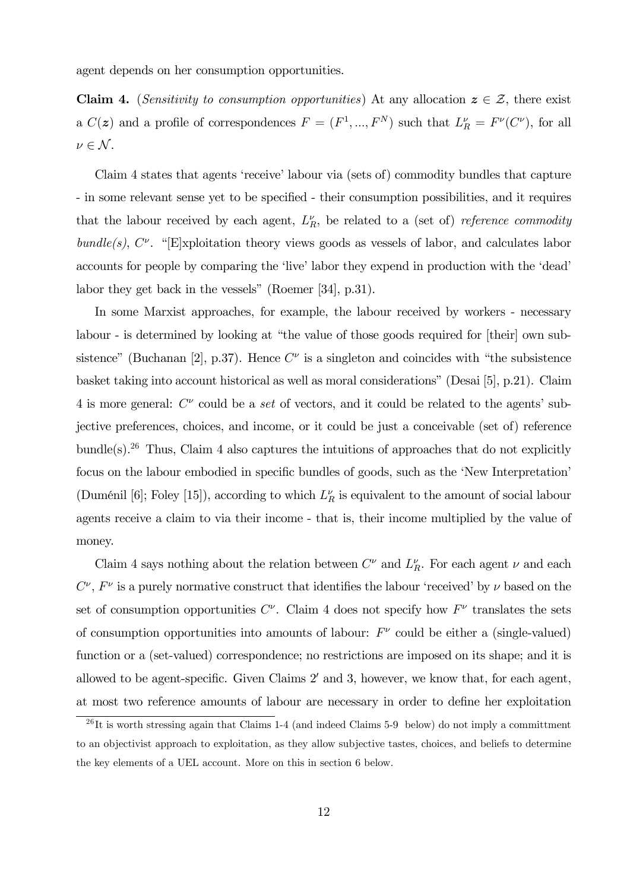agent depends on her consumption opportunities.

**Claim 4.** (*Sensitivity to consumption opportunities*) At any allocation $\boldsymbol{z} \in \mathcal{Z}$, there exist a $C(\boldsymbol{z})$ and a profile of correspondences $F = (F^1, ..., F^N)$ such that $L_R^\nu = F^\nu(C^\nu)$, for all $\nu \in \mathcal{N}$.

Claim 4 states that agents 'receive' labour via (sets of) commodity bundles that capture - in some relevant sense yet to be specified - their consumption possibilities, and it requires that the labour received by each agent, $L_R^\nu$, be related to a (set of) *reference commodity bundle(s)*, $C^\nu$. "[E]xploitation theory views goods as vessels of labor, and calculates labor accounts for people by comparing the 'live' labor they expend in production with the 'dead' labor they get back in the vessels" (Roemer [34], p.31).

In some Marxist approaches, for example, the labour received by workers - necessary labour - is determined by looking at "the value of those goods required for [their] own subsistence" (Buchanan [2], p.37). Hence $C^\nu$ is a singleton and coincides with "the subsistence basket taking into account historical as well as moral considerations" (Desai [5], p.21). Claim 4 is more general: $C^\nu$ could be a *set* of vectors, and it could be related to the agents' subjective preferences, choices, and income, or it could be just a conceivable (set of) reference bundle(s).[26] Thus, Claim 4 also captures the intuitions of approaches that do not explicitly focus on the labour embodied in specific bundles of goods, such as the 'New Interpretation' (Duménil [6]; Foley [15]), according to which $L_R^\nu$ is equivalent to the amount of social labour agents receive a claim to via their income - that is, their income multiplied by the value of money.

Claim 4 says nothing about the relation between $C^\nu$ and $L_R^\nu$. For each agent $\nu$ and each $C^\nu$, $F^\nu$ is a purely normative construct that identifies the labour 'received' by $\nu$ based on the set of consumption opportunities $C^\nu$. Claim 4 does not specify how $F^\nu$ translates the sets of consumption opportunities into amounts of labour: $F^\nu$ could be either a (single-valued) function or a (set-valued) correspondence; no restrictions are imposed on its shape; and it is allowed to be agent-specific. Given Claims $2'$ and 3, however, we know that, for each agent, at most two reference amounts of labour are necessary in order to define her exploitation

[26] It is worth stressing again that Claims 1-4 (and indeed Claims 5-9 below) do not imply a committment to an objectivist approach to exploitation, as they allow subjective tastes, choices, and beliefs to determine the key elements of a UEL account. More on this in section 6 below.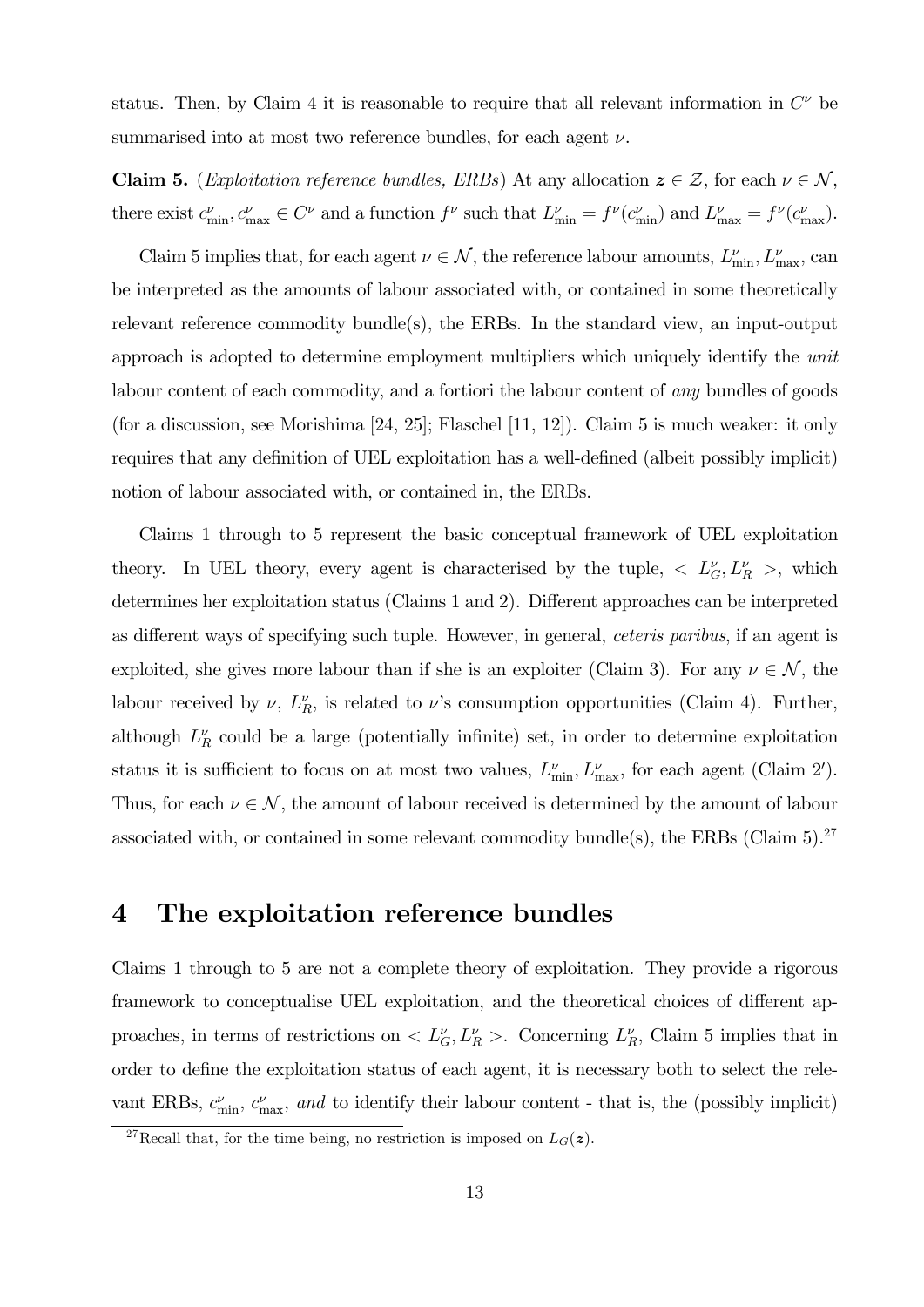status. Then, by Claim 4 it is reasonable to require that all relevant information in $C^\nu$ be summarised into at most two reference bundles, for each agent $\nu$.

**Claim 5.** (*Exploitation reference bundles, ERBs*) At any allocation $\boldsymbol{z} \in \mathcal{Z}$, for each $\nu \in \mathcal{N}$, there exist $c^\nu_{\min}, c^\nu_{\max} \in C^\nu$ and a function $f^\nu$ such that $L^\nu_{\min} = f^\nu(c^\nu_{\min})$ and $L^\nu_{\max} = f^\nu(c^\nu_{\max})$.

Claim 5 implies that, for each agent $\nu \in \mathcal{N}$, the reference labour amounts, $L^\nu_{\min}, L^\nu_{\max}$, can be interpreted as the amounts of labour associated with, or contained in some theoretically relevant reference commodity bundle(s), the ERBs. In the standard view, an input-output approach is adopted to determine employment multipliers which uniquely identify the *unit* labour content of each commodity, and a fortiori the labour content of *any* bundles of goods (for a discussion, see Morishima [24, 25]; Flaschel [11, 12]). Claim 5 is much weaker: it only requires that any definition of UEL exploitation has a well-defined (albeit possibly implicit) notion of labour associated with, or contained in, the ERBs.

Claims 1 through to 5 represent the basic conceptual framework of UEL exploitation theory. In UEL theory, every agent is characterised by the tuple, $< L^\nu_G, L^\nu_R >$, which determines her exploitation status (Claims 1 and 2). Different approaches can be interpreted as different ways of specifying such tuple. However, in general, *ceteris paribus*, if an agent is exploited, she gives more labour than if she is an exploiter (Claim 3). For any $\nu \in \mathcal{N}$, the labour received by $\nu$, $L^\nu_R$, is related to $\nu$'s consumption opportunities (Claim 4). Further, although $L^\nu_R$ could be a large (potentially infinite) set, in order to determine exploitation status it is sufficient to focus on at most two values, $L^\nu_{\min}, L^\nu_{\max}$, for each agent (Claim 2′). Thus, for each $\nu \in \mathcal{N}$, the amount of labour received is determined by the amount of labour associated with, or contained in some relevant commodity bundle(s), the ERBs (Claim 5).[27]

# 4 The exploitation reference bundles

Claims 1 through to 5 are not a complete theory of exploitation. They provide a rigorous framework to conceptualise UEL exploitation, and the theoretical choices of different approaches, in terms of restrictions on $< L^\nu_G, L^\nu_R >$. Concerning $L^\nu_R$, Claim 5 implies that in order to define the exploitation status of each agent, it is necessary both to select the relevant ERBs, $c^\nu_{\min}$, $c^\nu_{\max}$, *and* to identify their labour content - that is, the (possibly implicit)

[27] Recall that, for the time being, no restriction is imposed on $L_G(\boldsymbol{z})$.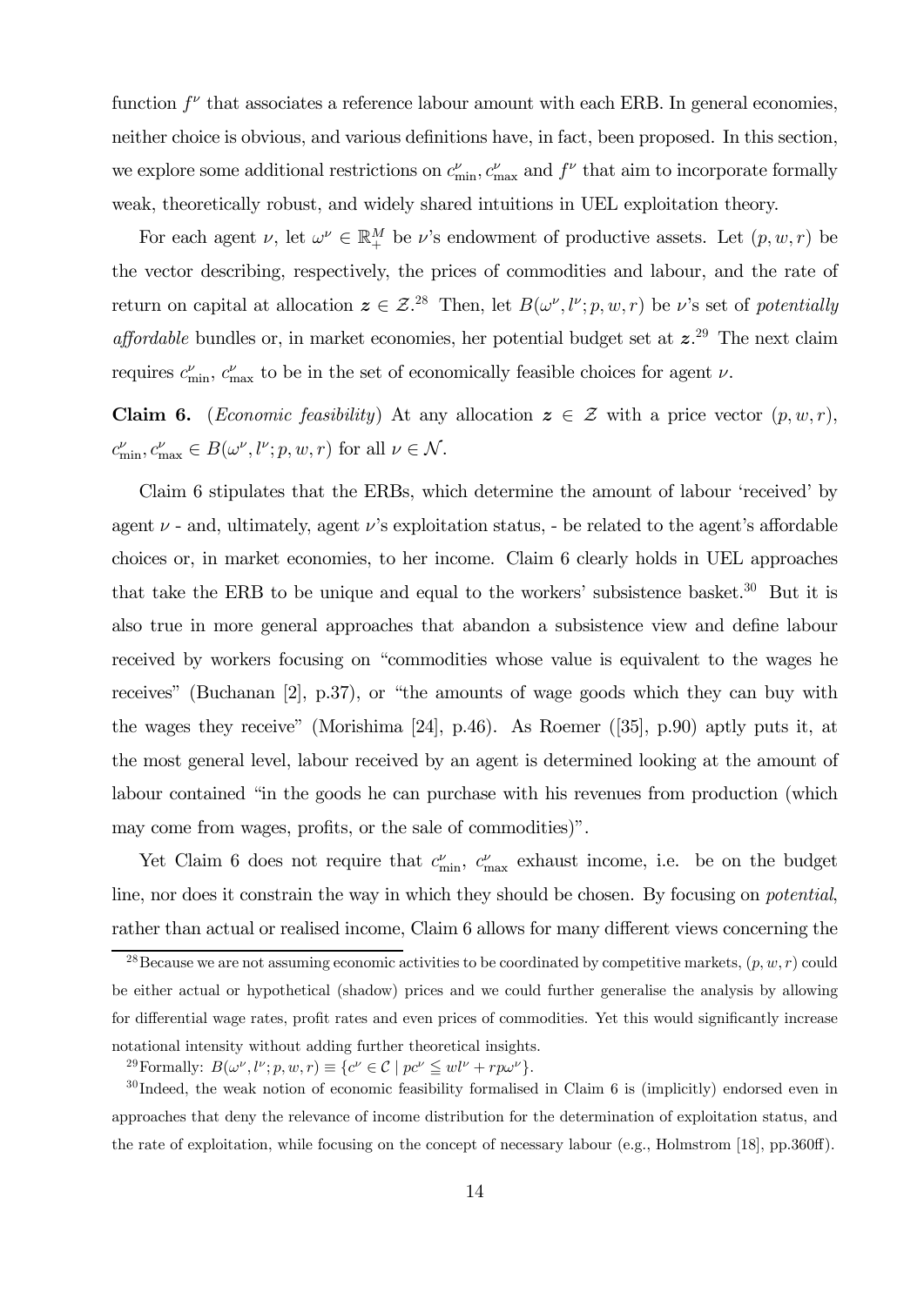function $f^{\nu}$ that associates a reference labour amount with each ERB. In general economies, neither choice is obvious, and various definitions have, in fact, been proposed. In this section, we explore some additional restrictions on $c^{\nu}_{\min}, c^{\nu}_{\max}$ and $f^{\nu}$ that aim to incorporate formally weak, theoretically robust, and widely shared intuitions in UEL exploitation theory.

For each agent $\nu$, let $\omega^{\nu} \in \mathbb{R}^{M}_{+}$ be $\nu$'s endowment of productive assets. Let $(p, w, r)$ be the vector describing, respectively, the prices of commodities and labour, and the rate of return on capital at allocation $\boldsymbol{z} \in \mathcal{Z}$.[28] Then, let $B(\omega^{\nu}, l^{\nu}; p, w, r)$ be $\nu$'s set of *potentially affordable* bundles or, in market economies, her potential budget set at $\boldsymbol{z}$.[29] The next claim requires $c^{\nu}_{\min}$, $c^{\nu}_{\max}$ to be in the set of economically feasible choices for agent $\nu$.

**Claim 6.** (*Economic feasibility*) At any allocation $\boldsymbol{z} \in \mathcal{Z}$ with a price vector $(p, w, r)$, $c^{\nu}_{\min}, c^{\nu}_{\max} \in B(\omega^{\nu}, l^{\nu}; p, w, r)$ for all $\nu \in \mathcal{N}$.

Claim 6 stipulates that the ERBs, which determine the amount of labour 'received' by agent $\nu$ - and, ultimately, agent $\nu$'s exploitation status, - be related to the agent's affordable choices or, in market economies, to her income. Claim 6 clearly holds in UEL approaches that take the ERB to be unique and equal to the workers' subsistence basket.[30] But it is also true in more general approaches that abandon a subsistence view and define labour received by workers focusing on "commodities whose value is equivalent to the wages he receives" (Buchanan [2], p.37), or "the amounts of wage goods which they can buy with the wages they receive" (Morishima [24], p.46). As Roemer ([35], p.90) aptly puts it, at the most general level, labour received by an agent is determined looking at the amount of labour contained "in the goods he can purchase with his revenues from production (which may come from wages, profits, or the sale of commodities)".

Yet Claim 6 does not require that $c^{\nu}_{\min}$, $c^{\nu}_{\max}$ exhaust income, i.e. be on the budget line, nor does it constrain the way in which they should be chosen. By focusing on *potential*, rather than actual or realised income, Claim 6 allows for many different views concerning the

---

[28] Because we are not assuming economic activities to be coordinated by competitive markets, $(p, w, r)$ could be either actual or hypothetical (shadow) prices and we could further generalise the analysis by allowing for differential wage rates, profit rates and even prices of commodities. Yet this would significantly increase notational intensity without adding further theoretical insights.

[29] Formally: $B(\omega^{\nu}, l^{\nu}; p, w, r) \equiv \{c^{\nu} \in \mathcal{C} \mid pc^{\nu} \leqq wl^{\nu} + rp\omega^{\nu}\}$.

[30] Indeed, the weak notion of economic feasibility formalised in Claim 6 is (implicitly) endorsed even in approaches that deny the relevance of income distribution for the determination of exploitation status, and the rate of exploitation, while focusing on the concept of necessary labour (e.g., Holmstrom [18], pp.360ff).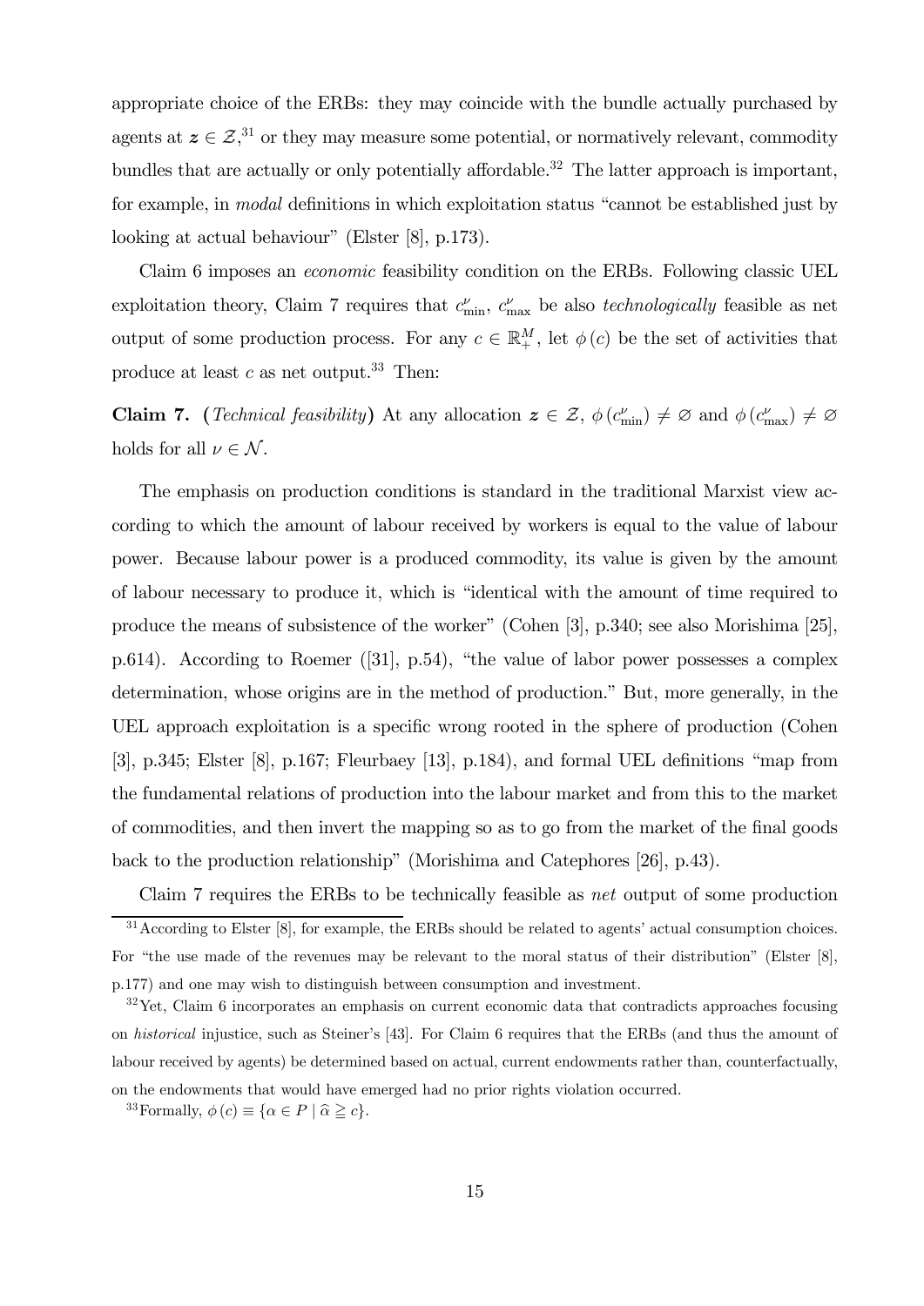appropriate choice of the ERBs: they may coincide with the bundle actually purchased by agents at $\boldsymbol{z} \in \mathcal{Z}$,[31] or they may measure some potential, or normatively relevant, commodity bundles that are actually or only potentially affordable.[32] The latter approach is important, for example, in *modal* definitions in which exploitation status "cannot be established just by looking at actual behaviour" (Elster [8], p.173).

Claim 6 imposes an *economic* feasibility condition on the ERBs. Following classic UEL exploitation theory, Claim 7 requires that $c^{\nu}_{\min}$, $c^{\nu}_{\max}$ be also *technologically* feasible as net output of some production process. For any $c \in \mathbb{R}^M_+$, let $\phi(c)$ be the set of activities that produce at least $c$ as net output.[33] Then:

**Claim 7.** (*Technical feasibility*) At any allocation $\boldsymbol{z} \in \mathcal{Z}$, $\phi(c^{\nu}_{\min}) \neq \varnothing$ and $\phi(c^{\nu}_{\max}) \neq \varnothing$ holds for all $\nu \in \mathcal{N}$.

The emphasis on production conditions is standard in the traditional Marxist view according to which the amount of labour received by workers is equal to the value of labour power. Because labour power is a produced commodity, its value is given by the amount of labour necessary to produce it, which is "identical with the amount of time required to produce the means of subsistence of the worker" (Cohen [3], p.340; see also Morishima [25], p.614). According to Roemer ([31], p.54), "the value of labor power possesses a complex determination, whose origins are in the method of production." But, more generally, in the UEL approach exploitation is a specific wrong rooted in the sphere of production (Cohen [3], p.345; Elster [8], p.167; Fleurbaey [13], p.184), and formal UEL definitions "map from the fundamental relations of production into the labour market and from this to the market of commodities, and then invert the mapping so as to go from the market of the final goods back to the production relationship" (Morishima and Catephores [26], p.43).

Claim 7 requires the ERBs to be technically feasible as *net* output of some production

[31] According to Elster [8], for example, the ERBs should be related to agents' actual consumption choices. For "the use made of the revenues may be relevant to the moral status of their distribution" (Elster [8], p.177) and one may wish to distinguish between consumption and investment.

[32] Yet, Claim 6 incorporates an emphasis on current economic data that contradicts approaches focusing on *historical* injustice, such as Steiner's [43]. For Claim 6 requires that the ERBs (and thus the amount of labour received by agents) be determined based on actual, current endowments rather than, counterfactually, on the endowments that would have emerged had no prior rights violation occurred.

[33] Formally, $\phi(c) \equiv \{\alpha \in P \mid \widehat{\alpha} \geqq c\}$.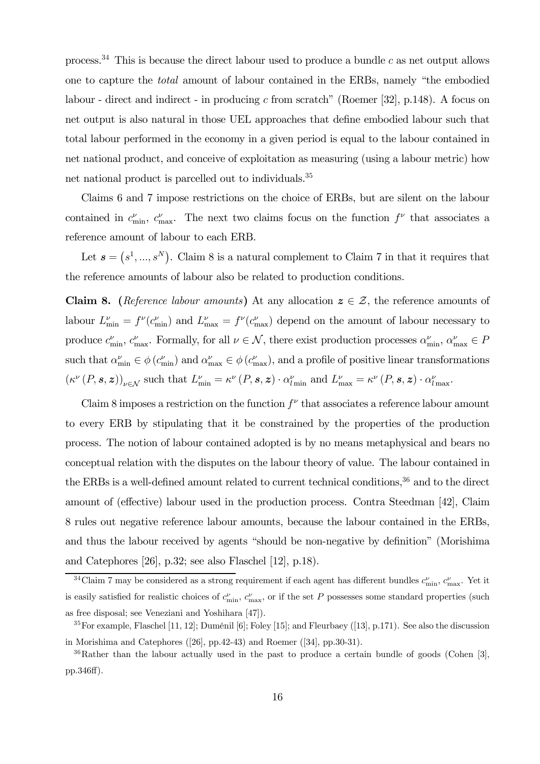process.[34] This is because the direct labour used to produce a bundle $c$ as net output allows one to capture the *total* amount of labour contained in the ERBs, namely "the embodied labour - direct and indirect - in producing $c$ from scratch" (Roemer [32], p.148). A focus on net output is also natural in those UEL approaches that define embodied labour such that total labour performed in the economy in a given period is equal to the labour contained in net national product, and conceive of exploitation as measuring (using a labour metric) how net national product is parcelled out to individuals.[35]

Claims 6 and 7 impose restrictions on the choice of ERBs, but are silent on the labour contained in $c_{\min}^{\nu}$, $c_{\max}^{\nu}$. The next two claims focus on the function $f^{\nu}$ that associates a reference amount of labour to each ERB.

Let $\boldsymbol{s} = \left(s^1, ..., s^N\right)$. Claim 8 is a natural complement to Claim 7 in that it requires that the reference amounts of labour also be related to production conditions.

**Claim 8.** (*Reference labour amounts*) At any allocation $\boldsymbol{z} \in \mathcal{Z}$, the reference amounts of labour $L_{\min}^{\nu} = f^{\nu}(c_{\min}^{\nu})$ and $L_{\max}^{\nu} = f^{\nu}(c_{\max}^{\nu})$ depend on the amount of labour necessary to produce $c_{\min}^{\nu}$, $c_{\max}^{\nu}$. Formally, for all $\nu \in \mathcal{N}$, there exist production processes $\alpha_{\min}^{\nu}, \alpha_{\max}^{\nu} \in P$ such that $\alpha_{\min}^{\nu} \in \phi\left(c_{\min}^{\nu}\right)$ and $\alpha_{\max}^{\nu} \in \phi\left(c_{\max}^{\nu}\right)$, and a profile of positive linear transformations $\left(\kappa^{\nu}\left(P, \boldsymbol{s}, \boldsymbol{z}\right)\right)_{\nu \in \mathcal{N}}$ such that $L_{\min}^{\nu} = \kappa^{\nu}\left(P, \boldsymbol{s}, \boldsymbol{z}\right) \cdot \alpha_{l\min}^{\nu}$ and $L_{\max}^{\nu} = \kappa^{\nu}\left(P, \boldsymbol{s}, \boldsymbol{z}\right) \cdot \alpha_{l\max}^{\nu}$.

Claim 8 imposes a restriction on the function $f^{\nu}$ that associates a reference labour amount to every ERB by stipulating that it be constrained by the properties of the production process. The notion of labour contained adopted is by no means metaphysical and bears no conceptual relation with the disputes on the labour theory of value. The labour contained in the ERBs is a well-defined amount related to current technical conditions,[36] and to the direct amount of (effective) labour used in the production process. Contra Steedman [42], Claim 8 rules out negative reference labour amounts, because the labour contained in the ERBs, and thus the labour received by agents "should be non-negative by definition" (Morishima and Catephores [26], p.32; see also Flaschel [12], p.18).

[34] Claim 7 may be considered as a strong requirement if each agent has different bundles $c_{\min}^{\nu}$, $c_{\max}^{\nu}$. Yet it is easily satisfied for realistic choices of $c_{\min}^{\nu}$, $c_{\max}^{\nu}$, or if the set $P$ possesses some standard properties (such as free disposal; see Veneziani and Yoshihara [47]).

[35] For example, Flaschel [11, 12]; Duménil [6]; Foley [15]; and Fleurbaey ([13], p.171). See also the discussion in Morishima and Catephores ([26], pp.42-43) and Roemer ([34], pp.30-31).

[36] Rather than the labour actually used in the past to produce a certain bundle of goods (Cohen [3], pp.346ff).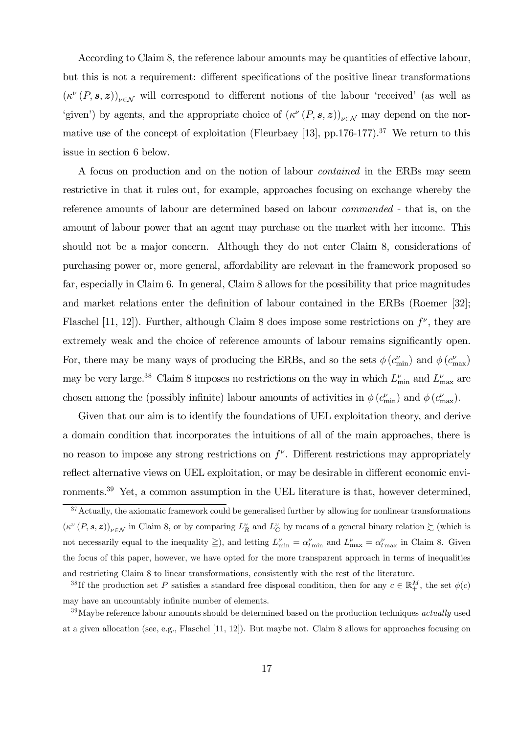According to Claim 8, the reference labour amounts may be quantities of effective labour, but this is not a requirement: different specifications of the positive linear transformations $(\kappa^{\nu}(P, \boldsymbol{s}, \boldsymbol{z}))_{\nu \in \mathcal{N}}$ will correspond to different notions of the labour 'received' (as well as 'given') by agents, and the appropriate choice of $(\kappa^{\nu}(P, \boldsymbol{s}, \boldsymbol{z}))_{\nu \in \mathcal{N}}$ may depend on the normative use of the concept of exploitation (Fleurbaey [13], pp.176-177).[37] We return to this issue in section 6 below.

A focus on production and on the notion of labour *contained* in the ERBs may seem restrictive in that it rules out, for example, approaches focusing on exchange whereby the reference amounts of labour are determined based on labour *commanded* - that is, on the amount of labour power that an agent may purchase on the market with her income. This should not be a major concern. Although they do not enter Claim 8, considerations of purchasing power or, more general, affordability are relevant in the framework proposed so far, especially in Claim 6. In general, Claim 8 allows for the possibility that price magnitudes and market relations enter the definition of labour contained in the ERBs (Roemer [32]; Flaschel [11, 12]). Further, although Claim 8 does impose some restrictions on $f^{\nu}$, they are extremely weak and the choice of reference amounts of labour remains significantly open. For, there may be many ways of producing the ERBs, and so the sets $\phi(c^{\nu}_{\min})$ and $\phi(c^{\nu}_{\max})$ may be very large.[38] Claim 8 imposes no restrictions on the way in which $L^{\nu}_{\min}$ and $L^{\nu}_{\max}$ are chosen among the (possibly infinite) labour amounts of activities in $\phi(c^{\nu}_{\min})$ and $\phi(c^{\nu}_{\max})$.

Given that our aim is to identify the foundations of UEL exploitation theory, and derive a domain condition that incorporates the intuitions of all of the main approaches, there is no reason to impose any strong restrictions on $f^{\nu}$. Different restrictions may appropriately reflect alternative views on UEL exploitation, or may be desirable in different economic environments.[39] Yet, a common assumption in the UEL literature is that, however determined,

---

[37] Actually, the axiomatic framework could be generalised further by allowing for nonlinear transformations $(\kappa^{\nu}(P, \boldsymbol{s}, \boldsymbol{z}))_{\nu \in \mathcal{N}}$ in Claim 8, or by comparing $L^{\nu}_R$ and $L^{\nu}_G$ by means of a general binary relation $\succsim$ (which is not necessarily equal to the inequality $\geqq$), and letting $L^{\nu}_{\min} = \alpha^{\nu}_{l\min}$ and $L^{\nu}_{\max} = \alpha^{\nu}_{l\max}$ in Claim 8. Given the focus of this paper, however, we have opted for the more transparent approach in terms of inequalities and restricting Claim 8 to linear transformations, consistently with the rest of the literature.

[38] If the production set $P$ satisfies a standard free disposal condition, then for any $c \in \mathbb{R}^M_+$, the set $\phi(c)$ may have an uncountably infinite number of elements.

[39] Maybe reference labour amounts should be determined based on the production techniques *actually* used at a given allocation (see, e.g., Flaschel [11, 12]). But maybe not. Claim 8 allows for approaches focusing on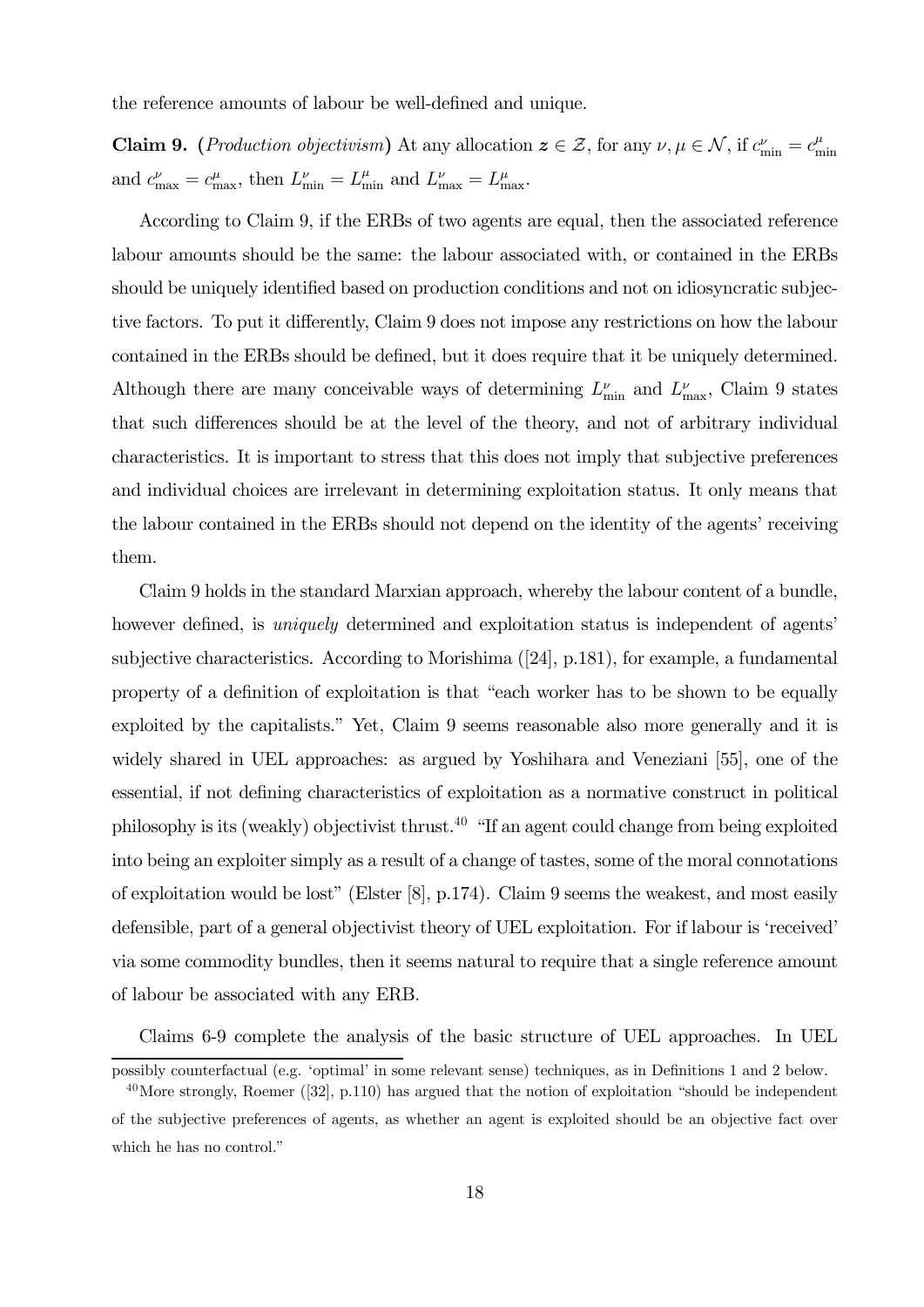the reference amounts of labour be well-defined and unique.

**Claim 9.** (*Production objectivism*) At any allocation $\boldsymbol{z} \in \mathcal{Z}$, for any $\nu, \mu \in \mathcal{N}$, if $c^{\nu}_{\min} = c^{\mu}_{\min}$ and $c^{\nu}_{\max} = c^{\mu}_{\max}$, then $L^{\nu}_{\min} = L^{\mu}_{\min}$ and $L^{\nu}_{\max} = L^{\mu}_{\max}$.

According to Claim 9, if the ERBs of two agents are equal, then the associated reference labour amounts should be the same: the labour associated with, or contained in the ERBs should be uniquely identified based on production conditions and not on idiosyncratic subjective factors. To put it differently, Claim 9 does not impose any restrictions on how the labour contained in the ERBs should be defined, but it does require that it be uniquely determined. Although there are many conceivable ways of determining $L^{\nu}_{\min}$ and $L^{\nu}_{\max}$, Claim 9 states that such differences should be at the level of the theory, and not of arbitrary individual characteristics. It is important to stress that this does not imply that subjective preferences and individual choices are irrelevant in determining exploitation status. It only means that the labour contained in the ERBs should not depend on the identity of the agents' receiving them.

Claim 9 holds in the standard Marxian approach, whereby the labour content of a bundle, however defined, is *uniquely* determined and exploitation status is independent of agents' subjective characteristics. According to Morishima ([24], p.181), for example, a fundamental property of a definition of exploitation is that "each worker has to be shown to be equally exploited by the capitalists." Yet, Claim 9 seems reasonable also more generally and it is widely shared in UEL approaches: as argued by Yoshihara and Veneziani [55], one of the essential, if not defining characteristics of exploitation as a normative construct in political philosophy is its (weakly) objectivist thrust.[40] "If an agent could change from being exploited into being an exploiter simply as a result of a change of tastes, some of the moral connotations of exploitation would be lost" (Elster [8], p.174). Claim 9 seems the weakest, and most easily defensible, part of a general objectivist theory of UEL exploitation. For if labour is 'received' via some commodity bundles, then it seems natural to require that a single reference amount of labour be associated with any ERB.

Claims 6-9 complete the analysis of the basic structure of UEL approaches. In UEL

possibly counterfactual (e.g. 'optimal' in some relevant sense) techniques, as in Definitions 1 and 2 below.

[40] More strongly, Roemer ([32], p.110) has argued that the notion of exploitation "should be independent of the subjective preferences of agents, as whether an agent is exploited should be an objective fact over which he has no control."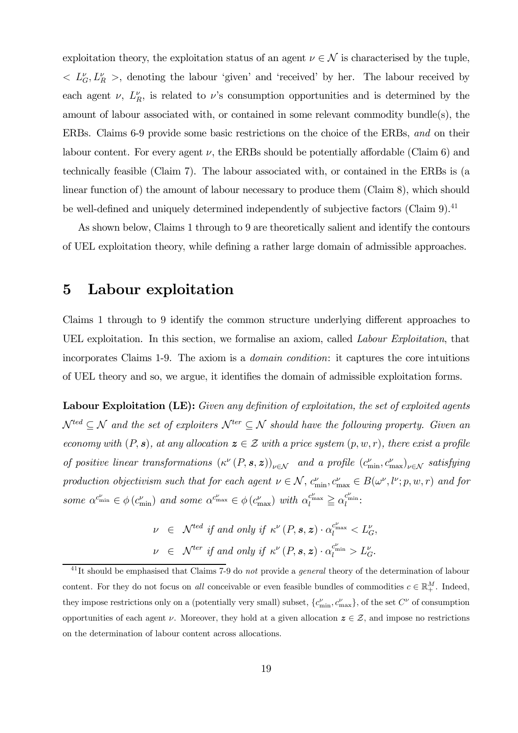exploitation theory, the exploitation status of an agent $\nu \in \mathcal{N}$ is characterised by the tuple, $< L_G^\nu, L_R^\nu >$, denoting the labour 'given' and 'received' by her. The labour received by each agent $\nu$, $L_R^\nu$, is related to $\nu$'s consumption opportunities and is determined by the amount of labour associated with, or contained in some relevant commodity bundle(s), the ERBs. Claims 6-9 provide some basic restrictions on the choice of the ERBs, *and* on their labour content. For every agent $\nu$, the ERBs should be potentially affordable (Claim 6) and technically feasible (Claim 7). The labour associated with, or contained in the ERBs is (a linear function of) the amount of labour necessary to produce them (Claim 8), which should be well-defined and uniquely determined independently of subjective factors (Claim 9).[41]

As shown below, Claims 1 through to 9 are theoretically salient and identify the contours of UEL exploitation theory, while defining a rather large domain of admissible approaches.

# 5 Labour exploitation

Claims 1 through to 9 identify the common structure underlying different approaches to UEL exploitation. In this section, we formalise an axiom, called *Labour Exploitation*, that incorporates Claims 1-9. The axiom is a *domain condition*: it captures the core intuitions of UEL theory and so, we argue, it identifies the domain of admissible exploitation forms.

**Labour Exploitation (LE):** *Given any definition of exploitation, the set of exploited agents $\mathcal{N}^{ted} \subseteq \mathcal{N}$ and the set of exploiters $\mathcal{N}^{ter} \subseteq \mathcal{N}$ should have the following property. Given an economy with $(P, \boldsymbol{s})$, at any allocation $\boldsymbol{z} \in \mathcal{Z}$ with a price system $(p, w, r)$, there exist a profile of positive linear transformations $(\kappa^\nu(P, \boldsymbol{s}, \boldsymbol{z}))_{\nu \in \mathcal{N}}$ and a profile $(c_{\min}^\nu, c_{\max}^\nu)_{\nu \in \mathcal{N}}$ satisfying production objectivism such that for each agent $\nu \in \mathcal{N}$, $c_{\min}^\nu, c_{\max}^\nu \in B(\omega^\nu, l^\nu; p, w, r)$ and for some $\alpha^{c_{\min}^\nu} \in \phi(c_{\min}^\nu)$ and some $\alpha^{c_{\max}^\nu} \in \phi(c_{\max}^\nu)$ with $\alpha_l^{c_{\max}^\nu} \geqq \alpha_l^{c_{\min}^\nu}$:*

$$
\begin{aligned}
\nu &\in \mathcal{N}^{ted} \text{ if and only if } \kappa^\nu(P, \boldsymbol{s}, \boldsymbol{z}) \cdot \alpha_l^{c_{\max}^\nu} < L_G^\nu, \\
\nu &\in \mathcal{N}^{ter} \text{ if and only if } \kappa^\nu(P, \boldsymbol{s}, \boldsymbol{z}) \cdot \alpha_l^{c_{\min}^\nu} > L_G^\nu.
\end{aligned}
$$

[41] It should be emphasised that Claims 7-9 do *not* provide a *general* theory of the determination of labour content. For they do not focus on *all* conceivable or even feasible bundles of commodities $c \in \mathbb{R}_+^M$. Indeed, they impose restrictions only on a (potentially very small) subset, $\{c_{\min}^\nu, c_{\max}^\nu\}$, of the set $C^\nu$ of consumption opportunities of each agent $\nu$. Moreover, they hold at a given allocation $\boldsymbol{z} \in \mathcal{Z}$, and impose no restrictions on the determination of labour content across allocations.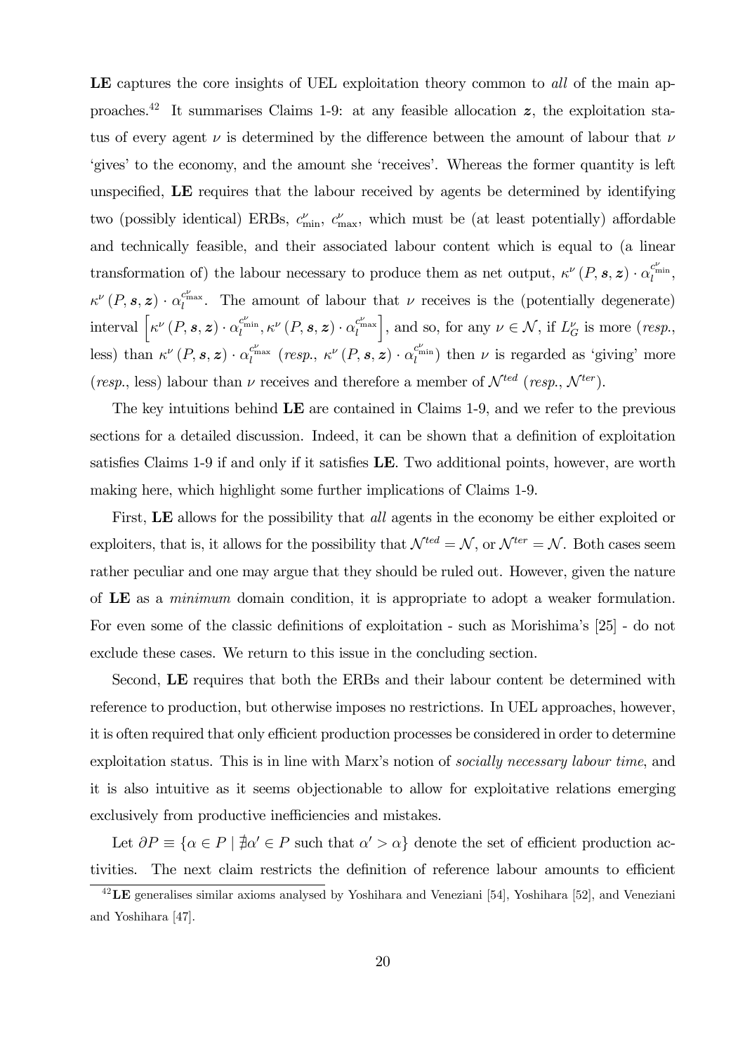**LE** captures the core insights of UEL exploitation theory common to *all* of the main approaches.[42] It summarises Claims 1-9: at any feasible allocation $\boldsymbol{z}$, the exploitation status of every agent $\nu$ is determined by the difference between the amount of labour that $\nu$ 'gives' to the economy, and the amount she 'receives'. Whereas the former quantity is left unspecified, **LE** requires that the labour received by agents be determined by identifying two (possibly identical) ERBs, $c^{\nu}_{\min}$, $c^{\nu}_{\max}$, which must be (at least potentially) affordable and technically feasible, and their associated labour content which is equal to (a linear transformation of) the labour necessary to produce them as net output, $\kappa^{\nu}(P, \boldsymbol{s}, \boldsymbol{z}) \cdot \alpha_l^{c^{\nu}_{\min}}$, $\kappa^{\nu}(P, \boldsymbol{s}, \boldsymbol{z}) \cdot \alpha_l^{c^{\nu}_{\max}}$. The amount of labour that $\nu$ receives is the (potentially degenerate) interval $\left[\kappa^{\nu}(P, \boldsymbol{s}, \boldsymbol{z}) \cdot \alpha_l^{c^{\nu}_{\min}}, \kappa^{\nu}(P, \boldsymbol{s}, \boldsymbol{z}) \cdot \alpha_l^{c^{\nu}_{\max}}\right]$, and so, for any $\nu \in \mathcal{N}$, if $L^{\nu}_G$ is more (*resp.*, less) than $\kappa^{\nu}(P, \boldsymbol{s}, \boldsymbol{z}) \cdot \alpha_l^{c^{\nu}_{\max}}$ (*resp.*, $\kappa^{\nu}(P, \boldsymbol{s}, \boldsymbol{z}) \cdot \alpha_l^{c^{\nu}_{\min}}$) then $\nu$ is regarded as 'giving' more (*resp.*, less) labour than $\nu$ receives and therefore a member of $\mathcal{N}^{ted}$ (*resp.*, $\mathcal{N}^{ter}$).

The key intuitions behind **LE** are contained in Claims 1-9, and we refer to the previous sections for a detailed discussion. Indeed, it can be shown that a definition of exploitation satisfies Claims 1-9 if and only if it satisfies **LE**. Two additional points, however, are worth making here, which highlight some further implications of Claims 1-9.

First, **LE** allows for the possibility that *all* agents in the economy be either exploited or exploiters, that is, it allows for the possibility that $\mathcal{N}^{ted} = \mathcal{N}$, or $\mathcal{N}^{ter} = \mathcal{N}$. Both cases seem rather peculiar and one may argue that they should be ruled out. However, given the nature of **LE** as a *minimum* domain condition, it is appropriate to adopt a weaker formulation. For even some of the classic definitions of exploitation - such as Morishima's [25] - do not exclude these cases. We return to this issue in the concluding section.

Second, **LE** requires that both the ERBs and their labour content be determined with reference to production, but otherwise imposes no restrictions. In UEL approaches, however, it is often required that only efficient production processes be considered in order to determine exploitation status. This is in line with Marx's notion of *socially necessary labour time*, and it is also intuitive as it seems objectionable to allow for exploitative relations emerging exclusively from productive inefficiencies and mistakes.

Let $\partial P \equiv \{\alpha \in P \mid \nexists \alpha' \in P \text{ such that } \alpha' > \alpha\}$ denote the set of efficient production activities. The next claim restricts the definition of reference labour amounts to efficient

[42] **LE** generalises similar axioms analysed by Yoshihara and Veneziani [54], Yoshihara [52], and Veneziani and Yoshihara [47].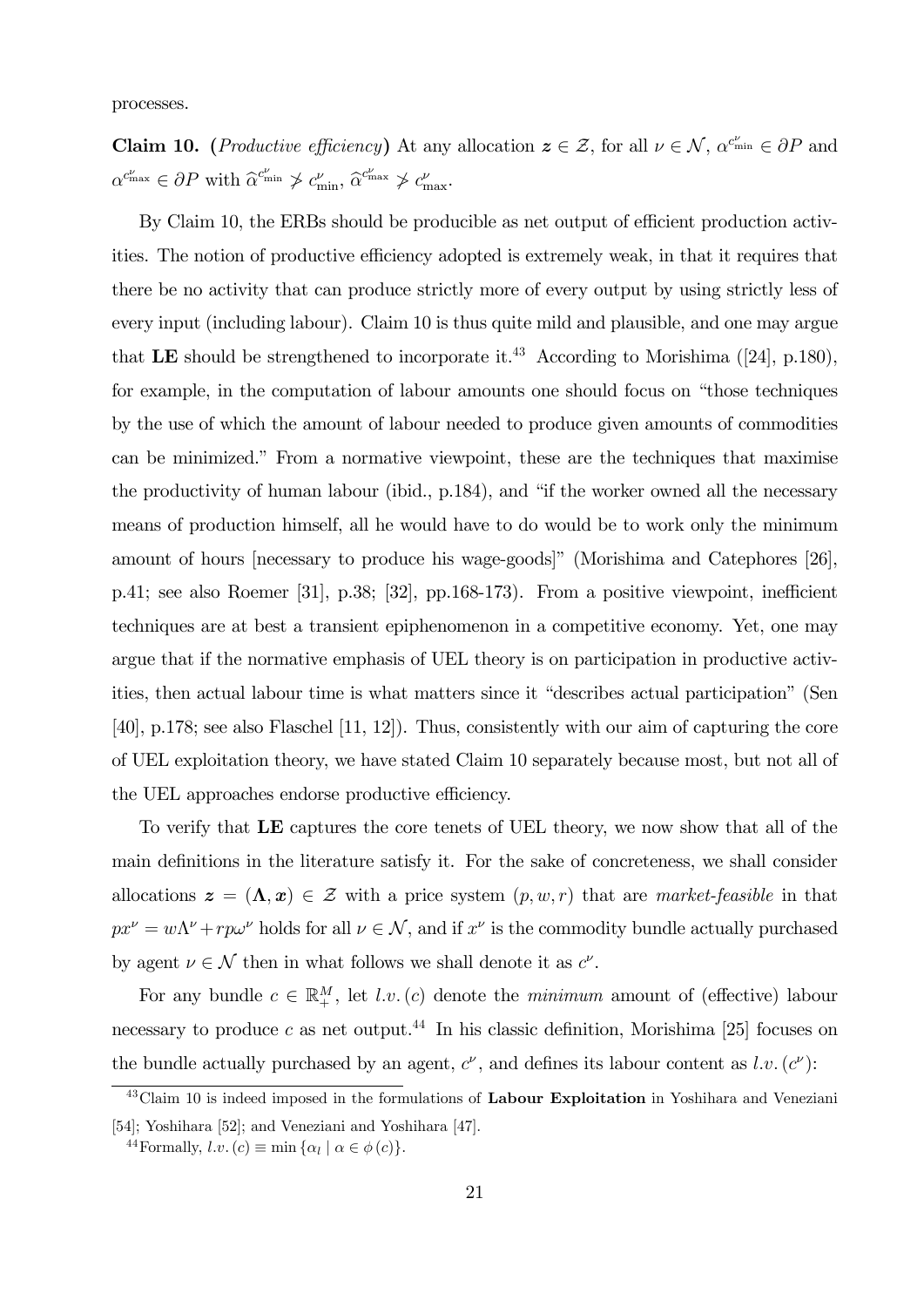processes.

**Claim 10.** (*Productive efficiency*) At any allocation $\boldsymbol{z} \in \mathcal{Z}$, for all $\nu \in \mathcal{N}$, $\alpha^{c^{\nu}_{\min}} \in \partial P$ and $\alpha^{c^{\nu}_{\max}} \in \partial P$ with $\widehat{\alpha}^{c^{\nu}_{\min}} \not> c^{\nu}_{\min}$, $\widehat{\alpha}^{c^{\nu}_{\max}} \not> c^{\nu}_{\max}$.

By Claim 10, the ERBs should be producible as net output of efficient production activities. The notion of productive efficiency adopted is extremely weak, in that it requires that there be no activity that can produce strictly more of every output by using strictly less of every input (including labour). Claim 10 is thus quite mild and plausible, and one may argue that **LE** should be strengthened to incorporate it.[43] According to Morishima ([24], p.180), for example, in the computation of labour amounts one should focus on "those techniques by the use of which the amount of labour needed to produce given amounts of commodities can be minimized." From a normative viewpoint, these are the techniques that maximise the productivity of human labour (ibid., p.184), and "if the worker owned all the necessary means of production himself, all he would have to do would be to work only the minimum amount of hours [necessary to produce his wage-goods]" (Morishima and Catephores [26], p.41; see also Roemer [31], p.38; [32], pp.168-173). From a positive viewpoint, inefficient techniques are at best a transient epiphenomenon in a competitive economy. Yet, one may argue that if the normative emphasis of UEL theory is on participation in productive activities, then actual labour time is what matters since it "describes actual participation" (Sen [40], p.178; see also Flaschel [11, 12]). Thus, consistently with our aim of capturing the core of UEL exploitation theory, we have stated Claim 10 separately because most, but not all of the UEL approaches endorse productive efficiency.

To verify that **LE** captures the core tenets of UEL theory, we now show that all of the main definitions in the literature satisfy it. For the sake of concreteness, we shall consider allocations $\boldsymbol{z} = (\boldsymbol{\Lambda}, \boldsymbol{x}) \in \mathcal{Z}$ with a price system $(p, w, r)$ that are *market-feasible* in that $px^{\nu} = w\Lambda^{\nu} + rp\omega^{\nu}$ holds for all $\nu \in \mathcal{N}$, and if $x^{\nu}$ is the commodity bundle actually purchased by agent $\nu \in \mathcal{N}$ then in what follows we shall denote it as $c^{\nu}$.

For any bundle $c \in \mathbb{R}^M_+$, let $l.v.(c)$ denote the *minimum* amount of (effective) labour necessary to produce $c$ as net output.[44] In his classic definition, Morishima [25] focuses on the bundle actually purchased by an agent, $c^{\nu}$, and defines its labour content as $l.v.(c^{\nu})$:

[43] Claim 10 is indeed imposed in the formulations of **Labour Exploitation** in Yoshihara and Veneziani [54]; Yoshihara [52]; and Veneziani and Yoshihara [47].

[44] Formally, $l.v.(c) \equiv \min \{\alpha_l \mid \alpha \in \phi(c)\}$.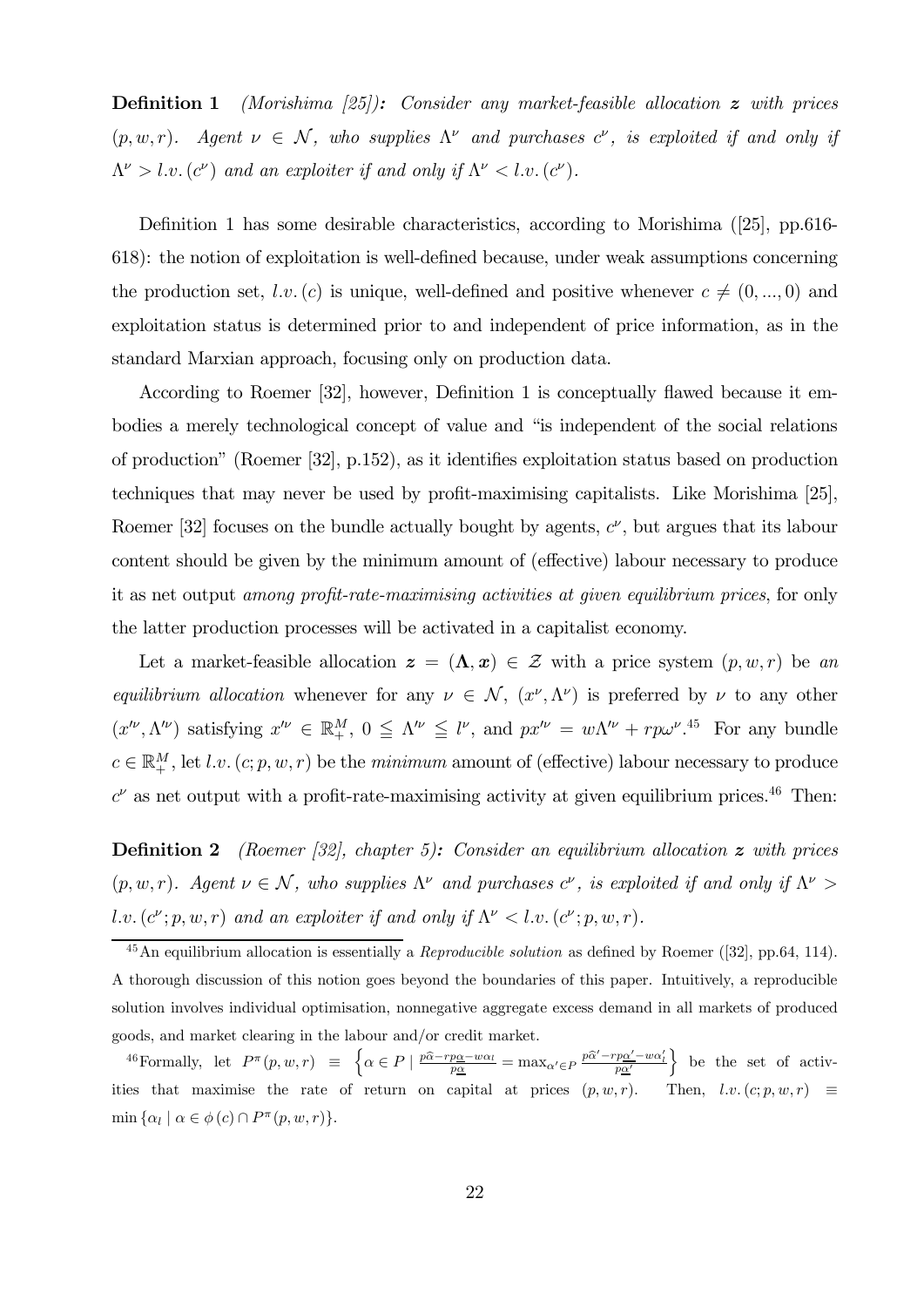**Definition 1** *(Morishima [25]): Consider any market-feasible allocation $\boldsymbol{z}$ with prices $(p, w, r)$. Agent $\nu \in \mathcal{N}$, who supplies $\Lambda^\nu$ and purchases $c^\nu$, is exploited if and only if $\Lambda^\nu > l.v.(c^\nu)$ and an exploiter if and only if $\Lambda^\nu < l.v.(c^\nu)$.*

Definition 1 has some desirable characteristics, according to Morishima ([25], pp.616-618): the notion of exploitation is well-defined because, under weak assumptions concerning the production set, $l.v.(c)$ is unique, well-defined and positive whenever $c \neq (0, ..., 0)$ and exploitation status is determined prior to and independent of price information, as in the standard Marxian approach, focusing only on production data.

According to Roemer [32], however, Definition 1 is conceptually flawed because it embodies a merely technological concept of value and "is independent of the social relations of production" (Roemer [32], p.152), as it identifies exploitation status based on production techniques that may never be used by profit-maximising capitalists. Like Morishima [25], Roemer [32] focuses on the bundle actually bought by agents, $c^\nu$, but argues that its labour content should be given by the minimum amount of (effective) labour necessary to produce it as net output *among profit-rate-maximising activities at given equilibrium prices*, for only the latter production processes will be activated in a capitalist economy.

Let a market-feasible allocation $\boldsymbol{z} = (\boldsymbol{\Lambda}, \boldsymbol{x}) \in \mathcal{Z}$ with a price system $(p, w, r)$ be *an equilibrium allocation* whenever for any $\nu \in \mathcal{N}$, $(x^\nu, \Lambda^\nu)$ is preferred by $\nu$ to any other $(x'^\nu, \Lambda'^\nu)$ satisfying $x'^\nu \in \mathbb{R}^M_+$, $0 \leqq \Lambda'^\nu \leqq l^\nu$, and $px'^\nu = w\Lambda'^\nu + rp\omega^\nu$.[45] For any bundle $c \in \mathbb{R}^M_+$, let $l.v.(c; p, w, r)$ be the *minimum* amount of (effective) labour necessary to produce $c^\nu$ as net output with a profit-rate-maximising activity at given equilibrium prices.[46] Then:

**Definition 2** *(Roemer [32], chapter 5): Consider an equilibrium allocation $\boldsymbol{z}$ with prices $(p, w, r)$. Agent $\nu \in \mathcal{N}$, who supplies $\Lambda^\nu$ and purchases $c^\nu$, is exploited if and only if $\Lambda^\nu > l.v.(c^\nu; p, w, r)$ and an exploiter if and only if $\Lambda^\nu < l.v.(c^\nu; p, w, r)$.*

---

[45] An equilibrium allocation is essentially a *Reproducible solution* as defined by Roemer ([32], pp.64, 114). A thorough discussion of this notion goes beyond the boundaries of this paper. Intuitively, a reproducible solution involves individual optimisation, nonnegative aggregate excess demand in all markets of produced goods, and market clearing in the labour and/or credit market.

[46] Formally, let $P^\pi(p, w, r) \equiv \left\{ \alpha \in P \mid \frac{p\widehat{\alpha} - rp\underline{\alpha} - w\alpha_l}{p\underline{\alpha}} = \max_{\alpha' \in P} \frac{p\widehat{\alpha}' - rp\underline{\alpha}' - w\alpha'_l}{p\underline{\alpha}'} \right\}$ be the set of activities that maximise the rate of return on capital at prices $(p, w, r)$. Then, $l.v.(c; p, w, r) \equiv \min \{\alpha_l \mid \alpha \in \phi(c) \cap P^\pi(p, w, r)\}$.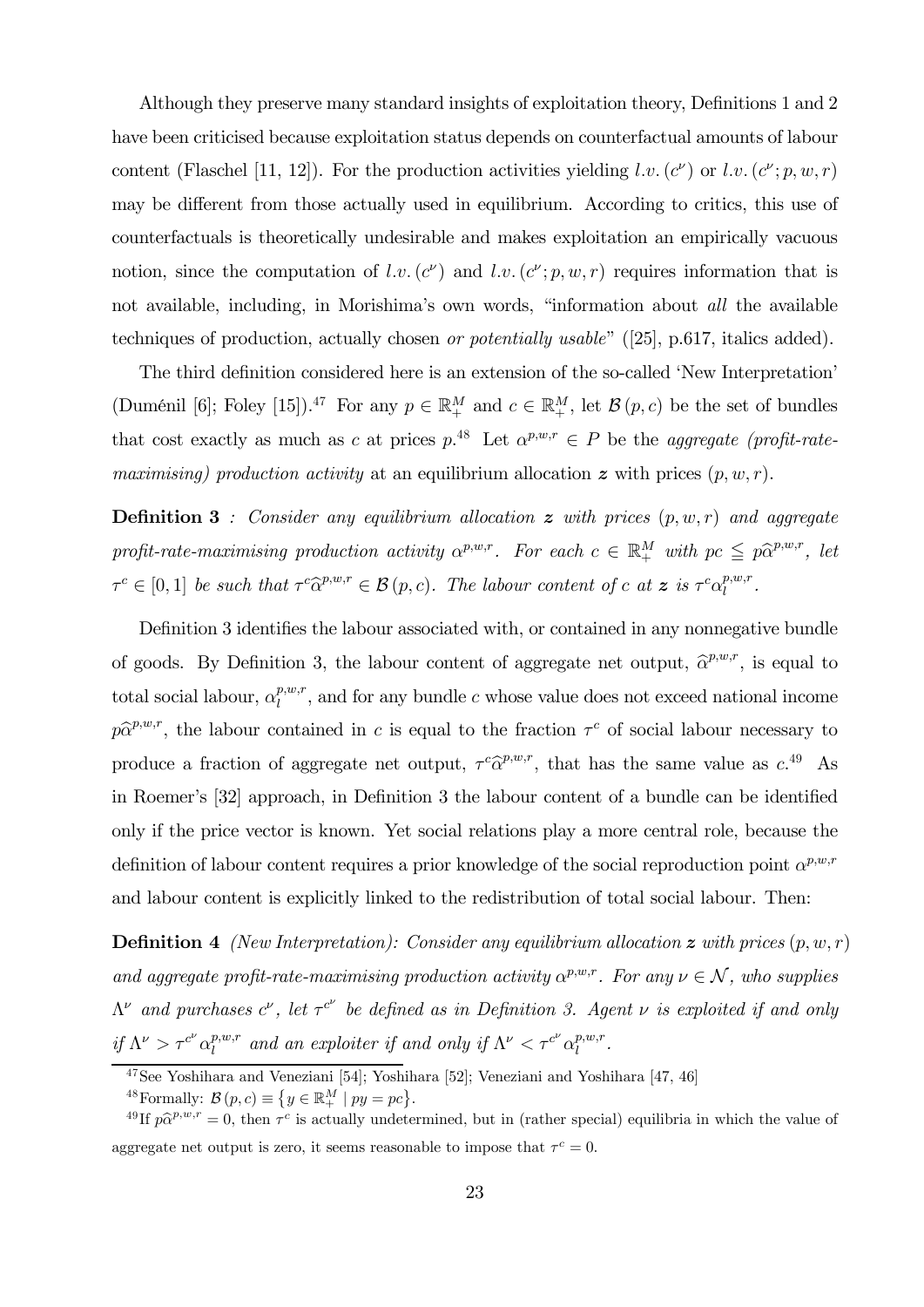Although they preserve many standard insights of exploitation theory, Definitions 1 and 2 have been criticised because exploitation status depends on counterfactual amounts of labour content (Flaschel [11, 12]). For the production activities yielding $l.v.(c^{\nu})$ or $l.v.(c^{\nu}; p, w, r)$ may be different from those actually used in equilibrium. According to critics, this use of counterfactuals is theoretically undesirable and makes exploitation an empirically vacuous notion, since the computation of $l.v.(c^{\nu})$ and $l.v.(c^{\nu}; p, w, r)$ requires information that is not available, including, in Morishima's own words, "information about *all* the available techniques of production, actually chosen *or potentially usable*" ([25], p.617, italics added).

The third definition considered here is an extension of the so-called 'New Interpretation' (Duménil [6]; Foley [15]).[47] For any $p \in \mathbb{R}^M_+$ and $c \in \mathbb{R}^M_+$, let $\mathcal{B}(p, c)$ be the set of bundles that cost exactly as much as $c$ at prices $p$.[48] Let $\alpha^{p,w,r} \in P$ be the *aggregate (profit-rate-maximising) production activity* at an equilibrium allocation $\boldsymbol{z}$ with prices $(p, w, r)$.

**Definition 3** *: Consider any equilibrium allocation $\boldsymbol{z}$ with prices $(p, w, r)$ and aggregate profit-rate-maximising production activity $\alpha^{p,w,r}$. For each $c \in \mathbb{R}^M_+$ with $pc \leqq p\widehat{\alpha}^{p,w,r}$, let $\tau^c \in [0, 1]$ be such that $\tau^c \widehat{\alpha}^{p,w,r} \in \mathcal{B}(p, c)$. The labour content of $c$ at $\boldsymbol{z}$ is $\tau^c \alpha_l^{p,w,r}$.*

Definition 3 identifies the labour associated with, or contained in any nonnegative bundle of goods. By Definition 3, the labour content of aggregate net output, $\widehat{\alpha}^{p,w,r}$, is equal to total social labour, $\alpha_l^{p,w,r}$, and for any bundle $c$ whose value does not exceed national income $p\widehat{\alpha}^{p,w,r}$, the labour contained in $c$ is equal to the fraction $\tau^c$ of social labour necessary to produce a fraction of aggregate net output, $\tau^c \widehat{\alpha}^{p,w,r}$, that has the same value as $c$.[49] As in Roemer's [32] approach, in Definition 3 the labour content of a bundle can be identified only if the price vector is known. Yet social relations play a more central role, because the definition of labour content requires a prior knowledge of the social reproduction point $\alpha^{p,w,r}$ and labour content is explicitly linked to the redistribution of total social labour. Then:

**Definition 4** *(New Interpretation): Consider any equilibrium allocation $\boldsymbol{z}$ with prices $(p, w, r)$ and aggregate profit-rate-maximising production activity $\alpha^{p,w,r}$. For any $\nu \in \mathcal{N}$, who supplies $\Lambda^{\nu}$ and purchases $c^{\nu}$, let $\tau^{c^{\nu}}$ be defined as in Definition 3. Agent $\nu$ is exploited if and only if $\Lambda^{\nu} > \tau^{c^{\nu}} \alpha_l^{p,w,r}$ and an exploiter if and only if $\Lambda^{\nu} < \tau^{c^{\nu}} \alpha_l^{p,w,r}$.*

---

[47] See Yoshihara and Veneziani [54]; Yoshihara [52]; Veneziani and Yoshihara [47, 46]

[48] Formally: $\mathcal{B}(p, c) \equiv \{ y \in \mathbb{R}^M_+ \mid py = pc \}$.

[49] If $p\widehat{\alpha}^{p,w,r} = 0$, then $\tau^c$ is actually undetermined, but in (rather special) equilibria in which the value of aggregate net output is zero, it seems reasonable to impose that $\tau^c = 0$.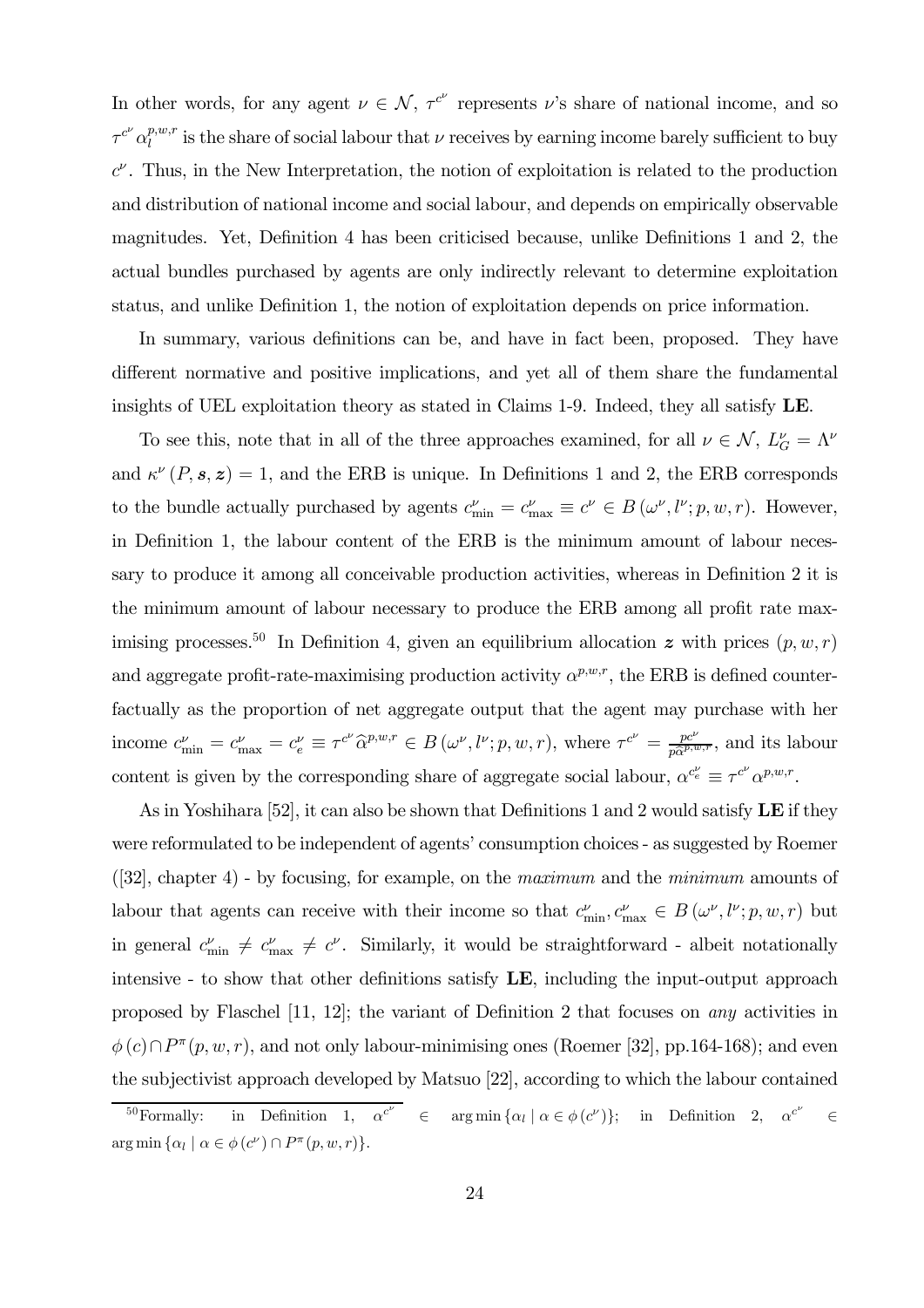In other words, for any agent $\nu \in \mathcal{N}$, $\tau^{c^\nu}$ represents $\nu$'s share of national income, and so $\tau^{c^\nu}\alpha_l^{p,w,r}$ is the share of social labour that $\nu$ receives by earning income barely sufficient to buy $c^\nu$. Thus, in the New Interpretation, the notion of exploitation is related to the production and distribution of national income and social labour, and depends on empirically observable magnitudes. Yet, Definition 4 has been criticised because, unlike Definitions 1 and 2, the actual bundles purchased by agents are only indirectly relevant to determine exploitation status, and unlike Definition 1, the notion of exploitation depends on price information.

In summary, various definitions can be, and have in fact been, proposed. They have different normative and positive implications, and yet all of them share the fundamental insights of UEL exploitation theory as stated in Claims 1-9. Indeed, they all satisfy **LE**.

To see this, note that in all of the three approaches examined, for all $\nu \in \mathcal{N}$, $L_G^\nu = \Lambda^\nu$ and $\kappa^\nu(P, \boldsymbol{s}, \boldsymbol{z}) = 1$, and the ERB is unique. In Definitions 1 and 2, the ERB corresponds to the bundle actually purchased by agents $c_{\min}^\nu = c_{\max}^\nu \equiv c^\nu \in B(\omega^\nu, l^\nu; p, w, r)$. However, in Definition 1, the labour content of the ERB is the minimum amount of labour necessary to produce it among all conceivable production activities, whereas in Definition 2 it is the minimum amount of labour necessary to produce the ERB among all profit rate maximising processes.[50] In Definition 4, given an equilibrium allocation $\boldsymbol{z}$ with prices $(p, w, r)$ and aggregate profit-rate-maximising production activity $\alpha^{p,w,r}$, the ERB is defined counterfactually as the proportion of net aggregate output that the agent may purchase with her income $c_{\min}^\nu = c_{\max}^\nu = c_e^\nu \equiv \tau^{c^\nu}\widehat{\alpha}^{p,w,r} \in B(\omega^\nu, l^\nu; p, w, r)$, where $\tau^{c^\nu} = \frac{pc^\nu}{p\widehat{\alpha}^{p,w,r}}$, and its labour content is given by the corresponding share of aggregate social labour, $\alpha^{c_e^\nu} \equiv \tau^{c^\nu}\alpha^{p,w,r}$.

As in Yoshihara [52], it can also be shown that Definitions 1 and 2 would satisfy **LE** if they were reformulated to be independent of agents' consumption choices - as suggested by Roemer ([32], chapter 4) - by focusing, for example, on the *maximum* and the *minimum* amounts of labour that agents can receive with their income so that $c_{\min}^\nu, c_{\max}^\nu \in B(\omega^\nu, l^\nu; p, w, r)$ but in general $c_{\min}^\nu \neq c_{\max}^\nu \neq c^\nu$. Similarly, it would be straightforward - albeit notationally intensive - to show that other definitions satisfy **LE**, including the input-output approach proposed by Flaschel [11, 12]; the variant of Definition 2 that focuses on *any* activities in $\phi(c) \cap P^\pi(p, w, r)$, and not only labour-minimising ones (Roemer [32], pp.164-168); and even the subjectivist approach developed by Matsuo [22], according to which the labour contained

[50] Formally: in Definition 1, $\alpha^{c^\nu} \in \arg\min\{\alpha_l \mid \alpha \in \phi(c^\nu)\}$; in Definition 2, $\alpha^{c^\nu} \in \arg\min\{\alpha_l \mid \alpha \in \phi(c^\nu) \cap P^\pi(p, w, r)\}$.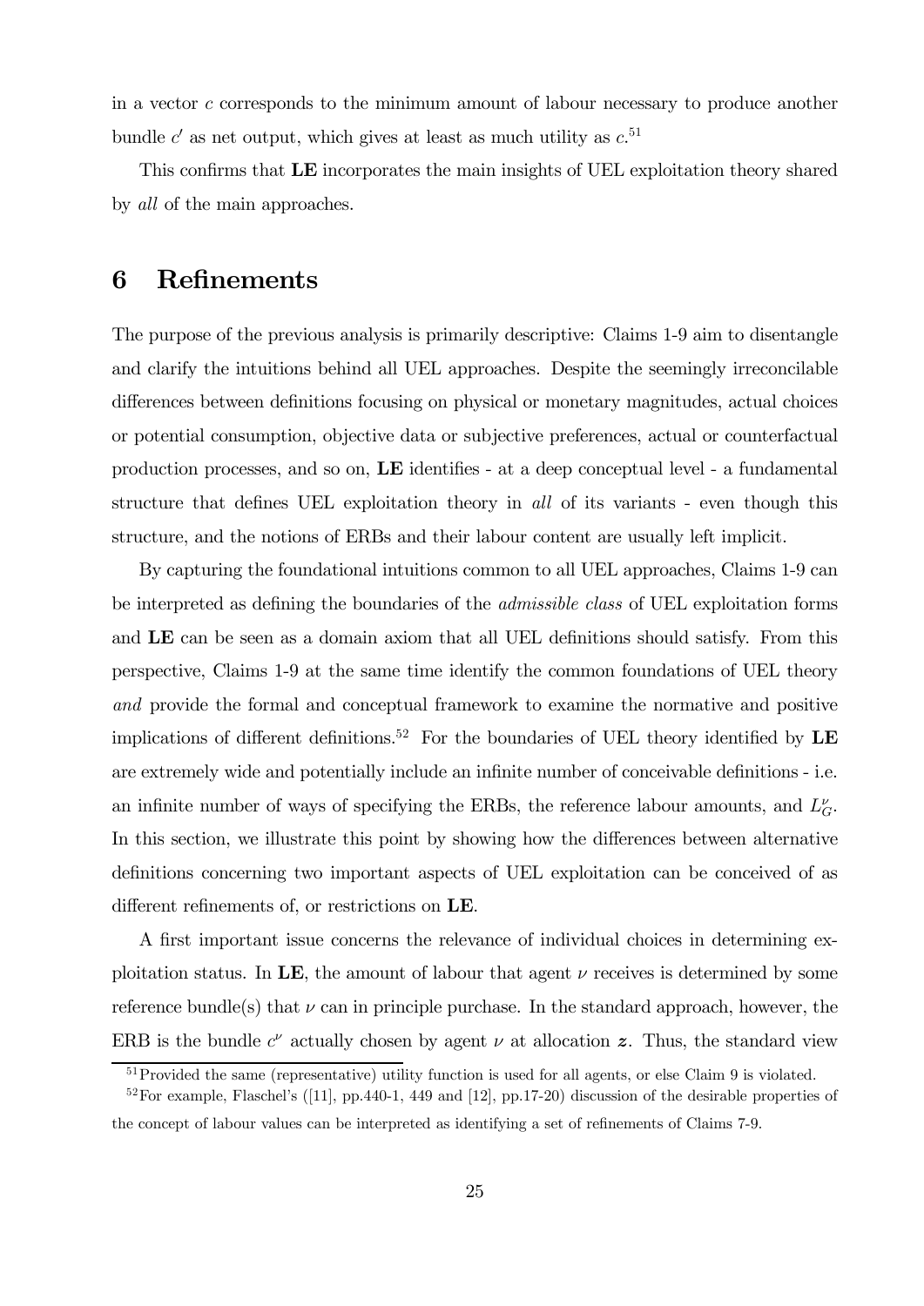in a vector $c$ corresponds to the minimum amount of labour necessary to produce another bundle $c'$ as net output, which gives at least as much utility as $c$.[51]

This confirms that **LE** incorporates the main insights of UEL exploitation theory shared by *all* of the main approaches.

# 6 Refinements

The purpose of the previous analysis is primarily descriptive: Claims 1-9 aim to disentangle and clarify the intuitions behind all UEL approaches. Despite the seemingly irreconcilable differences between definitions focusing on physical or monetary magnitudes, actual choices or potential consumption, objective data or subjective preferences, actual or counterfactual production processes, and so on, **LE** identifies - at a deep conceptual level - a fundamental structure that defines UEL exploitation theory in *all* of its variants - even though this structure, and the notions of ERBs and their labour content are usually left implicit.

By capturing the foundational intuitions common to all UEL approaches, Claims 1-9 can be interpreted as defining the boundaries of the *admissible class* of UEL exploitation forms and **LE** can be seen as a domain axiom that all UEL definitions should satisfy. From this perspective, Claims 1-9 at the same time identify the common foundations of UEL theory *and* provide the formal and conceptual framework to examine the normative and positive implications of different definitions.[52] For the boundaries of UEL theory identified by **LE** are extremely wide and potentially include an infinite number of conceivable definitions - i.e. an infinite number of ways of specifying the ERBs, the reference labour amounts, and $L_G^\nu$. In this section, we illustrate this point by showing how the differences between alternative definitions concerning two important aspects of UEL exploitation can be conceived of as different refinements of, or restrictions on **LE**.

A first important issue concerns the relevance of individual choices in determining exploitation status. In **LE**, the amount of labour that agent $\nu$ receives is determined by some reference bundle(s) that $\nu$ can in principle purchase. In the standard approach, however, the ERB is the bundle $c^\nu$ actually chosen by agent $\nu$ at allocation $\boldsymbol{z}$. Thus, the standard view

[51] Provided the same (representative) utility function is used for all agents, or else Claim 9 is violated.

[52] For example, Flaschel's ([11], pp.440-1, 449 and [12], pp.17-20) discussion of the desirable properties of the concept of labour values can be interpreted as identifying a set of refinements of Claims 7-9.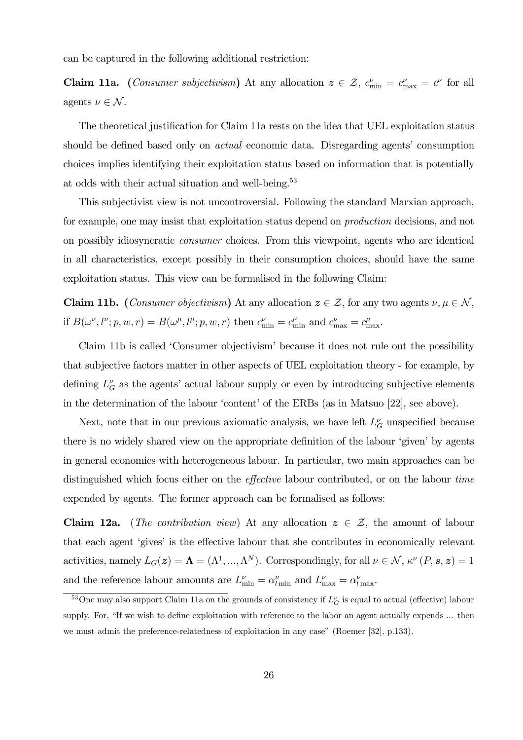can be captured in the following additional restriction:

**Claim 11a.** (*Consumer subjectivism*) At any allocation $\boldsymbol{z} \in \mathcal{Z}$, $c^{\nu}_{\min} = c^{\nu}_{\max} = c^{\nu}$ for all agents $\nu \in \mathcal{N}$.

The theoretical justification for Claim 11a rests on the idea that UEL exploitation status should be defined based only on *actual* economic data. Disregarding agents' consumption choices implies identifying their exploitation status based on information that is potentially at odds with their actual situation and well-being.[53]

This subjectivist view is not uncontroversial. Following the standard Marxian approach, for example, one may insist that exploitation status depend on *production* decisions, and not on possibly idiosyncratic *consumer* choices. From this viewpoint, agents who are identical in all characteristics, except possibly in their consumption choices, should have the same exploitation status. This view can be formalised in the following Claim:

**Claim 11b.** (*Consumer objectivism*) At any allocation $\boldsymbol{z} \in \mathcal{Z}$, for any two agents $\nu, \mu \in \mathcal{N}$, if $B(\omega^{\nu}, l^{\nu}; p, w, r) = B(\omega^{\mu}, l^{\mu}; p, w, r)$ then $c^{\nu}_{\min} = c^{\mu}_{\min}$ and $c^{\nu}_{\max} = c^{\mu}_{\max}$.

Claim 11b is called 'Consumer objectivism' because it does not rule out the possibility that subjective factors matter in other aspects of UEL exploitation theory - for example, by defining $L^{\nu}_{G}$ as the agents' actual labour supply or even by introducing subjective elements in the determination of the labour 'content' of the ERBs (as in Matsuo [22], see above).

Next, note that in our previous axiomatic analysis, we have left $L^{\nu}_{G}$ unspecified because there is no widely shared view on the appropriate definition of the labour 'given' by agents in general economies with heterogeneous labour. In particular, two main approaches can be distinguished which focus either on the *effective* labour contributed, or on the labour *time* expended by agents. The former approach can be formalised as follows:

**Claim 12a.** (*The contribution view*) At any allocation $\boldsymbol{z} \in \mathcal{Z}$, the amount of labour that each agent 'gives' is the effective labour that she contributes in economically relevant activities, namely $L_{G}(\boldsymbol{z}) = \boldsymbol{\Lambda} = (\Lambda^{1}, ..., \Lambda^{N})$. Correspondingly, for all $\nu \in \mathcal{N}$, $\kappa^{\nu}(P, \boldsymbol{s}, \boldsymbol{z}) = 1$ and the reference labour amounts are $L^{\nu}_{\min} = \alpha^{\nu}_{l\min}$ and $L^{\nu}_{\max} = \alpha^{\nu}_{l\max}$.

[53] One may also support Claim 11a on the grounds of consistency if $L^{\nu}_{G}$ is equal to actual (effective) labour supply. For, "If we wish to define exploitation with reference to the labor an agent actually expends ... then we must admit the preference-relatedness of exploitation in any case" (Roemer [32], p.133).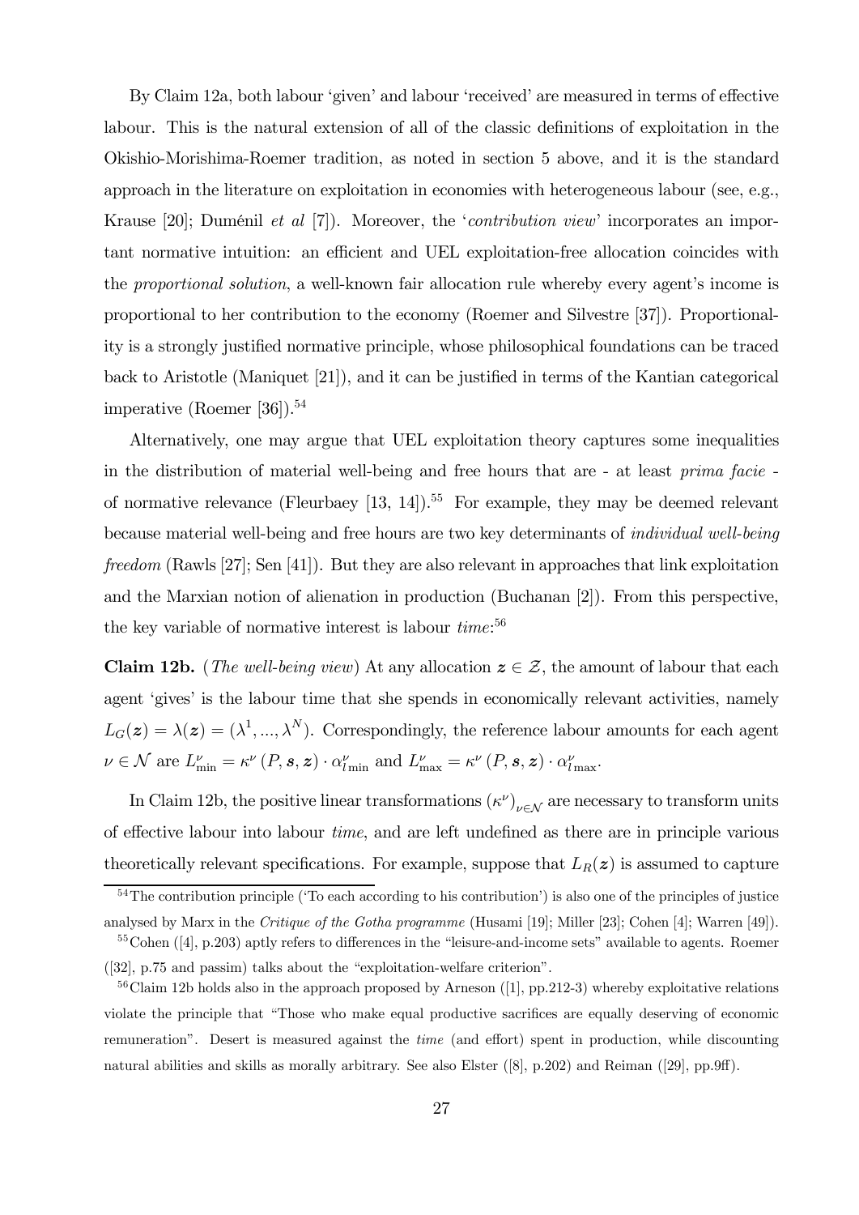By Claim 12a, both labour 'given' and labour 'received' are measured in terms of effective labour. This is the natural extension of all of the classic definitions of exploitation in the Okishio-Morishima-Roemer tradition, as noted in section 5 above, and it is the standard approach in the literature on exploitation in economies with heterogeneous labour (see, e.g., Krause [20]; Duménil *et al* [7]). Moreover, the '*contribution view*' incorporates an important normative intuition: an efficient and UEL exploitation-free allocation coincides with the *proportional solution*, a well-known fair allocation rule whereby every agent's income is proportional to her contribution to the economy (Roemer and Silvestre [37]). Proportionality is a strongly justified normative principle, whose philosophical foundations can be traced back to Aristotle (Maniquet [21]), and it can be justified in terms of the Kantian categorical imperative (Roemer [36]).[54]

Alternatively, one may argue that UEL exploitation theory captures some inequalities in the distribution of material well-being and free hours that are - at least *prima facie* - of normative relevance (Fleurbaey [13, 14]).[55] For example, they may be deemed relevant because material well-being and free hours are two key determinants of *individual well-being freedom* (Rawls [27]; Sen [41]). But they are also relevant in approaches that link exploitation and the Marxian notion of alienation in production (Buchanan [2]). From this perspective, the key variable of normative interest is labour *time*:[56]

**Claim 12b.** (*The well-being view*) At any allocation $\boldsymbol{z} \in \mathcal{Z}$, the amount of labour that each agent 'gives' is the labour time that she spends in economically relevant activities, namely $L_G(\boldsymbol{z}) = \lambda(\boldsymbol{z}) = (\lambda^1, ..., \lambda^N)$. Correspondingly, the reference labour amounts for each agent $\nu \in \mathcal{N}$ are $L^{\nu}_{\min} = \kappa^{\nu}(P, \boldsymbol{s}, \boldsymbol{z}) \cdot \alpha^{\nu}_{l\min}$ and $L^{\nu}_{\max} = \kappa^{\nu}(P, \boldsymbol{s}, \boldsymbol{z}) \cdot \alpha^{\nu}_{l\max}$.

In Claim 12b, the positive linear transformations $(\kappa^{\nu})_{\nu \in \mathcal{N}}$ are necessary to transform units of effective labour into labour *time*, and are left undefined as there are in principle various theoretically relevant specifications. For example, suppose that $L_R(\boldsymbol{z})$ is assumed to capture

---

[54] The contribution principle ('To each according to his contribution') is also one of the principles of justice analysed by Marx in the *Critique of the Gotha programme* (Husami [19]; Miller [23]; Cohen [4]; Warren [49]).

[55] Cohen ([4], p.203) aptly refers to differences in the "leisure-and-income sets" available to agents. Roemer ([32], p.75 and passim) talks about the "exploitation-welfare criterion".

[56] Claim 12b holds also in the approach proposed by Arneson ([1], pp.212-3) whereby exploitative relations violate the principle that "Those who make equal productive sacrifices are equally deserving of economic remuneration". Desert is measured against the *time* (and effort) spent in production, while discounting natural abilities and skills as morally arbitrary. See also Elster ([8], p.202) and Reiman ([29], pp.9ff).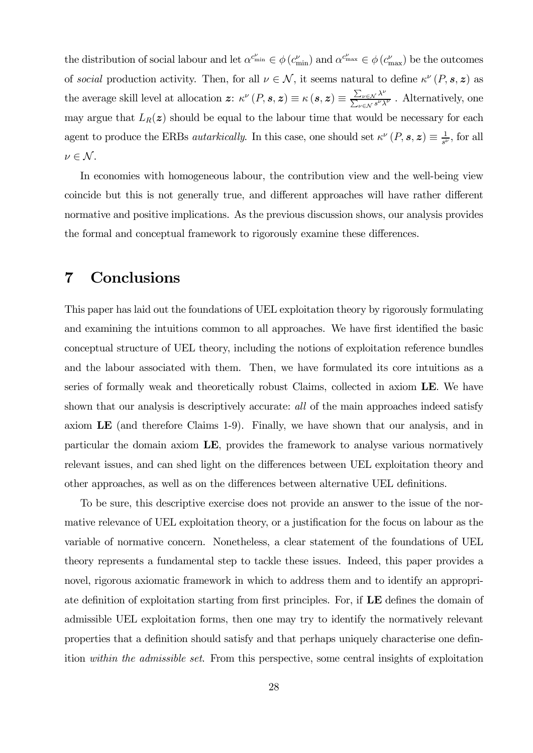the distribution of social labour and let $\alpha^{c^{\nu}_{\min}} \in \phi\left(c^{\nu}_{\min}\right)$ and $\alpha^{c^{\nu}_{\max}} \in \phi\left(c^{\nu}_{\max}\right)$ be the outcomes of *social* production activity. Then, for all $\nu \in \mathcal{N}$, it seems natural to define $\kappa^{\nu}\left(P, \boldsymbol{s}, \boldsymbol{z}\right)$ as the average skill level at allocation $\boldsymbol{z}$: $\kappa^{\nu}\left(P, \boldsymbol{s}, \boldsymbol{z}\right) \equiv \kappa\left(\boldsymbol{s}, \boldsymbol{z}\right) \equiv \frac{\sum_{\nu \in \mathcal{N}} \lambda^{\nu}}{\sum_{\nu \in \mathcal{N}} s^{\nu} \lambda^{\nu}}$ . Alternatively, one may argue that $L_R(\boldsymbol{z})$ should be equal to the labour time that would be necessary for each agent to produce the ERBs *autarkically*. In this case, one should set $\kappa^{\nu}\left(P, \boldsymbol{s}, \boldsymbol{z}\right) \equiv \frac{1}{s^{\nu}}$, for all $\nu \in \mathcal{N}$.

In economies with homogeneous labour, the contribution view and the well-being view coincide but this is not generally true, and different approaches will have rather different normative and positive implications. As the previous discussion shows, our analysis provides the formal and conceptual framework to rigorously examine these differences.

# 7 Conclusions

This paper has laid out the foundations of UEL exploitation theory by rigorously formulating and examining the intuitions common to all approaches. We have first identified the basic conceptual structure of UEL theory, including the notions of exploitation reference bundles and the labour associated with them. Then, we have formulated its core intuitions as a series of formally weak and theoretically robust Claims, collected in axiom **LE**. We have shown that our analysis is descriptively accurate: *all* of the main approaches indeed satisfy axiom **LE** (and therefore Claims 1-9). Finally, we have shown that our analysis, and in particular the domain axiom **LE**, provides the framework to analyse various normatively relevant issues, and can shed light on the differences between UEL exploitation theory and other approaches, as well as on the differences between alternative UEL definitions.

To be sure, this descriptive exercise does not provide an answer to the issue of the normative relevance of UEL exploitation theory, or a justification for the focus on labour as the variable of normative concern. Nonetheless, a clear statement of the foundations of UEL theory represents a fundamental step to tackle these issues. Indeed, this paper provides a novel, rigorous axiomatic framework in which to address them and to identify an appropriate definition of exploitation starting from first principles. For, if **LE** defines the domain of admissible UEL exploitation forms, then one may try to identify the normatively relevant properties that a definition should satisfy and that perhaps uniquely characterise one definition *within the admissible set*. From this perspective, some central insights of exploitation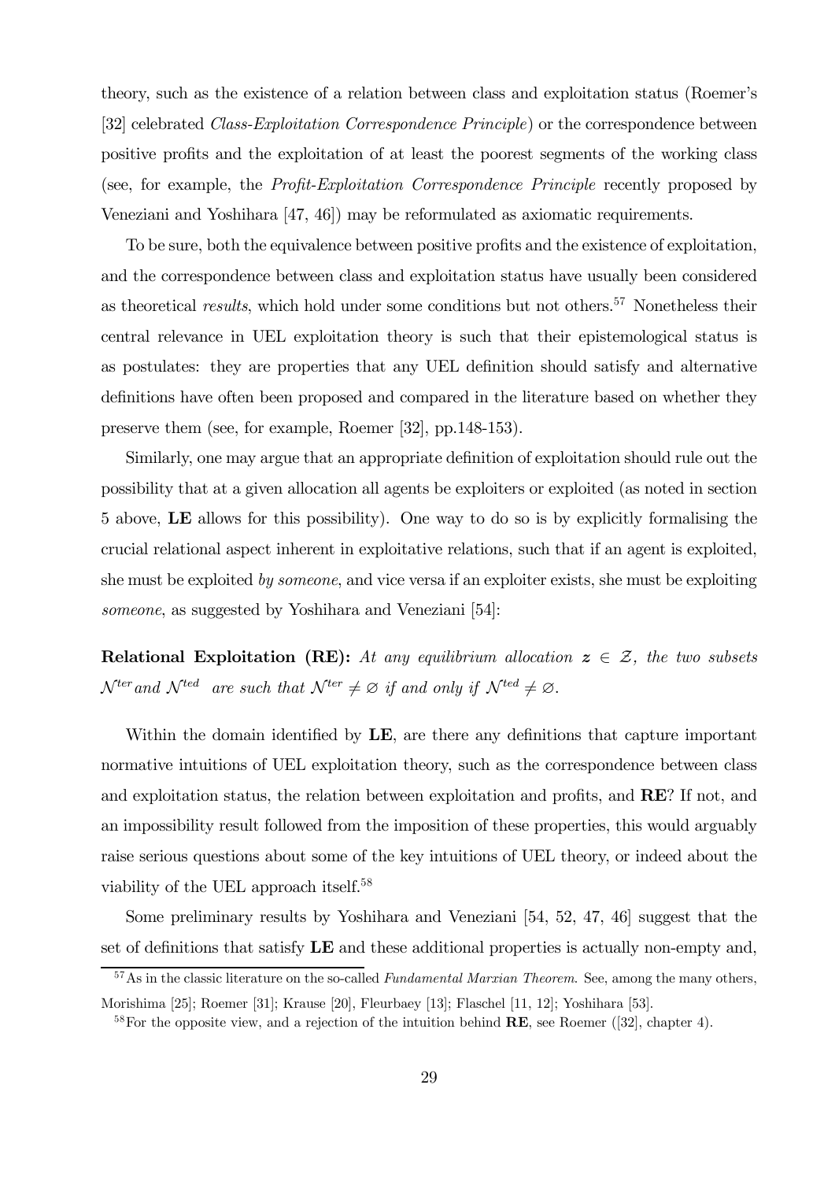theory, such as the existence of a relation between class and exploitation status (Roemer's [32] celebrated *Class-Exploitation Correspondence Principle*) or the correspondence between positive profits and the exploitation of at least the poorest segments of the working class (see, for example, the *Profit-Exploitation Correspondence Principle* recently proposed by Veneziani and Yoshihara [47, 46]) may be reformulated as axiomatic requirements.

To be sure, both the equivalence between positive profits and the existence of exploitation, and the correspondence between class and exploitation status have usually been considered as theoretical *results*, which hold under some conditions but not others.[57] Nonetheless their central relevance in UEL exploitation theory is such that their epistemological status is as postulates: they are properties that any UEL definition should satisfy and alternative definitions have often been proposed and compared in the literature based on whether they preserve them (see, for example, Roemer [32], pp.148-153).

Similarly, one may argue that an appropriate definition of exploitation should rule out the possibility that at a given allocation all agents be exploiters or exploited (as noted in section 5 above, **LE** allows for this possibility). One way to do so is by explicitly formalising the crucial relational aspect inherent in exploitative relations, such that if an agent is exploited, she must be exploited *by someone*, and vice versa if an exploiter exists, she must be exploiting *someone*, as suggested by Yoshihara and Veneziani [54]:

**Relational Exploitation (RE):** *At any equilibrium allocation $\boldsymbol{z} \in \mathcal{Z}$, the two subsets $\mathcal{N}^{ter}$ and $\mathcal{N}^{ted}$ are such that $\mathcal{N}^{ter} \neq \varnothing$ if and only if $\mathcal{N}^{ted} \neq \varnothing$.*

Within the domain identified by **LE**, are there any definitions that capture important normative intuitions of UEL exploitation theory, such as the correspondence between class and exploitation status, the relation between exploitation and profits, and **RE**? If not, and an impossibility result followed from the imposition of these properties, this would arguably raise serious questions about some of the key intuitions of UEL theory, or indeed about the viability of the UEL approach itself.[58]

Some preliminary results by Yoshihara and Veneziani [54, 52, 47, 46] suggest that the set of definitions that satisfy **LE** and these additional properties is actually non-empty and,

[57] As in the classic literature on the so-called *Fundamental Marxian Theorem*. See, among the many others, Morishima [25]; Roemer [31]; Krause [20], Fleurbaey [13]; Flaschel [11, 12]; Yoshihara [53].

[58] For the opposite view, and a rejection of the intuition behind **RE**, see Roemer ([32], chapter 4).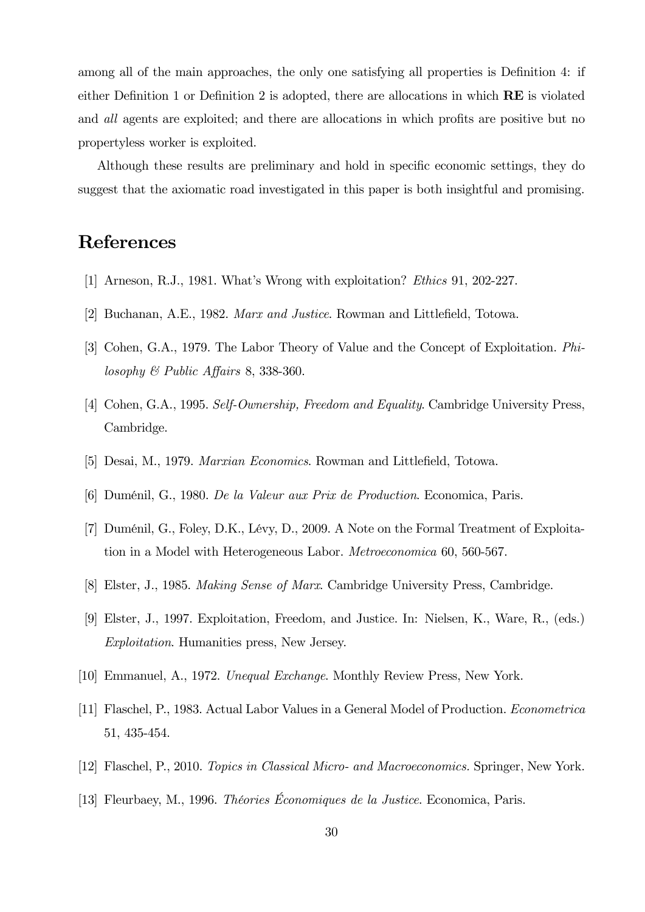among all of the main approaches, the only one satisfying all properties is Definition 4: if either Definition 1 or Definition 2 is adopted, there are allocations in which **RE** is violated and *all* agents are exploited; and there are allocations in which profits are positive but no propertyless worker is exploited.

Although these results are preliminary and hold in specific economic settings, they do suggest that the axiomatic road investigated in this paper is both insightful and promising.

# References

[1] Arneson, R.J., 1981. What's Wrong with exploitation? *Ethics* 91, 202-227.

[2] Buchanan, A.E., 1982. *Marx and Justice*. Rowman and Littlefield, Totowa.

[3] Cohen, G.A., 1979. The Labor Theory of Value and the Concept of Exploitation. *Philosophy & Public Affairs* 8, 338-360.

[4] Cohen, G.A., 1995. *Self-Ownership, Freedom and Equality*. Cambridge University Press, Cambridge.

[5] Desai, M., 1979. *Marxian Economics*. Rowman and Littlefield, Totowa.

[6] Duménil, G., 1980. *De la Valeur aux Prix de Production*. Economica, Paris.

[7] Duménil, G., Foley, D.K., Lévy, D., 2009. A Note on the Formal Treatment of Exploitation in a Model with Heterogeneous Labor. *Metroeconomica* 60, 560-567.

[8] Elster, J., 1985. *Making Sense of Marx*. Cambridge University Press, Cambridge.

[9] Elster, J., 1997. Exploitation, Freedom, and Justice. In: Nielsen, K., Ware, R., (eds.) *Exploitation*. Humanities press, New Jersey.

[10] Emmanuel, A., 1972. *Unequal Exchange*. Monthly Review Press, New York.

[11] Flaschel, P., 1983. Actual Labor Values in a General Model of Production. *Econometrica* 51, 435-454.

[12] Flaschel, P., 2010. *Topics in Classical Micro- and Macroeconomics*. Springer, New York.

[13] Fleurbaey, M., 1996. *Théories Économiques de la Justice*. Economica, Paris.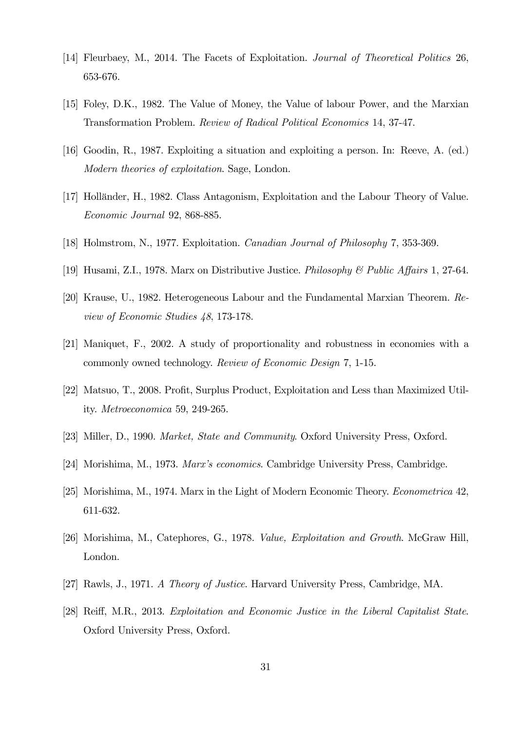[14] Fleurbaey, M., 2014. The Facets of Exploitation. *Journal of Theoretical Politics* 26, 653-676.

[15] Foley, D.K., 1982. The Value of Money, the Value of labour Power, and the Marxian Transformation Problem. *Review of Radical Political Economics* 14, 37-47.

[16] Goodin, R., 1987. Exploiting a situation and exploiting a person. In: Reeve, A. (ed.) *Modern theories of exploitation*. Sage, London.

[17] Holländer, H., 1982. Class Antagonism, Exploitation and the Labour Theory of Value. *Economic Journal* 92, 868-885.

[18] Holmstrom, N., 1977. Exploitation. *Canadian Journal of Philosophy* 7, 353-369.

[19] Husami, Z.I., 1978. Marx on Distributive Justice. *Philosophy & Public Affairs* 1, 27-64.

[20] Krause, U., 1982. Heterogeneous Labour and the Fundamental Marxian Theorem. *Review of Economic Studies 48*, 173-178.

[21] Maniquet, F., 2002. A study of proportionality and robustness in economies with a commonly owned technology. *Review of Economic Design* 7, 1-15.

[22] Matsuo, T., 2008. Profit, Surplus Product, Exploitation and Less than Maximized Utility. *Metroeconomica* 59, 249-265.

[23] Miller, D., 1990. *Market, State and Community*. Oxford University Press, Oxford.

[24] Morishima, M., 1973. *Marx's economics*. Cambridge University Press, Cambridge.

[25] Morishima, M., 1974. Marx in the Light of Modern Economic Theory. *Econometrica* 42, 611-632.

[26] Morishima, M., Catephores, G., 1978. *Value, Exploitation and Growth*. McGraw Hill, London.

[27] Rawls, J., 1971. *A Theory of Justice*. Harvard University Press, Cambridge, MA.

[28] Reiff, M.R., 2013. *Exploitation and Economic Justice in the Liberal Capitalist State*. Oxford University Press, Oxford.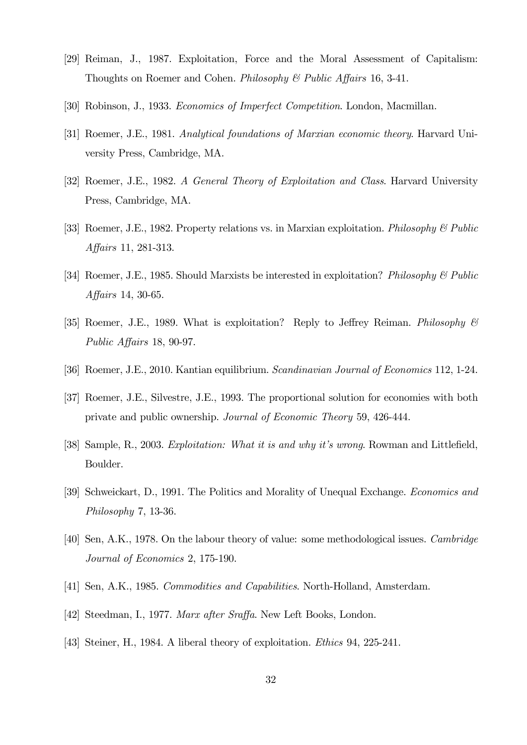[29] Reiman, J., 1987. Exploitation, Force and the Moral Assessment of Capitalism: Thoughts on Roemer and Cohen. *Philosophy & Public Affairs* 16, 3-41.

[30] Robinson, J., 1933. *Economics of Imperfect Competition*. London, Macmillan.

[31] Roemer, J.E., 1981. *Analytical foundations of Marxian economic theory*. Harvard University Press, Cambridge, MA.

[32] Roemer, J.E., 1982. *A General Theory of Exploitation and Class*. Harvard University Press, Cambridge, MA.

[33] Roemer, J.E., 1982. Property relations vs. in Marxian exploitation. *Philosophy & Public Affairs* 11, 281-313.

[34] Roemer, J.E., 1985. Should Marxists be interested in exploitation? *Philosophy & Public Affairs* 14, 30-65.

[35] Roemer, J.E., 1989. What is exploitation? Reply to Jeffrey Reiman. *Philosophy & Public Affairs* 18, 90-97.

[36] Roemer, J.E., 2010. Kantian equilibrium. *Scandinavian Journal of Economics* 112, 1-24.

[37] Roemer, J.E., Silvestre, J.E., 1993. The proportional solution for economies with both private and public ownership. *Journal of Economic Theory* 59, 426-444.

[38] Sample, R., 2003. *Exploitation: What it is and why it's wrong*. Rowman and Littlefield, Boulder.

[39] Schweickart, D., 1991. The Politics and Morality of Unequal Exchange. *Economics and Philosophy* 7, 13-36.

[40] Sen, A.K., 1978. On the labour theory of value: some methodological issues. *Cambridge Journal of Economics* 2, 175-190.

[41] Sen, A.K., 1985. *Commodities and Capabilities*. North-Holland, Amsterdam.

[42] Steedman, I., 1977. *Marx after Sraffa*. New Left Books, London.

[43] Steiner, H., 1984. A liberal theory of exploitation. *Ethics* 94, 225-241.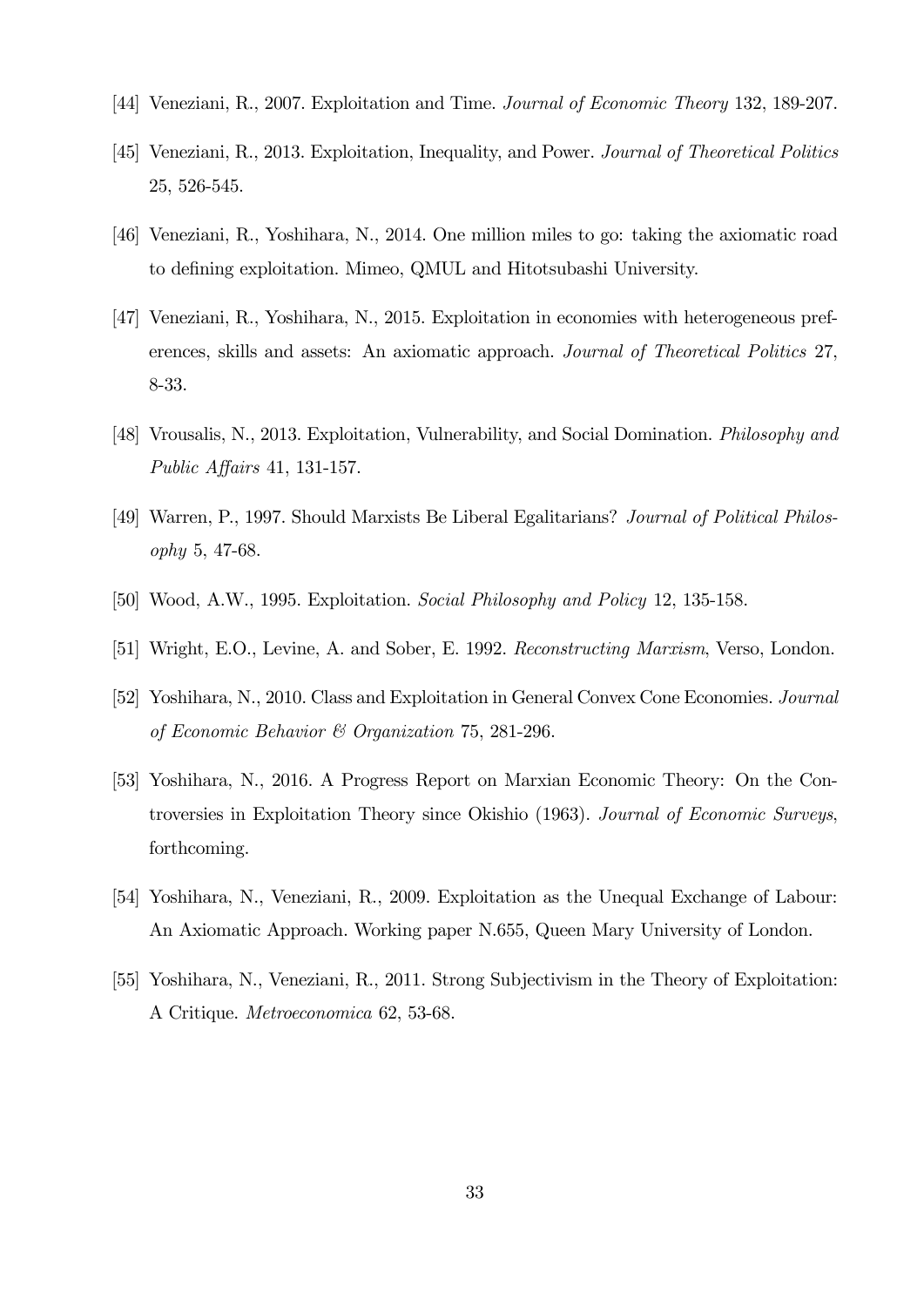[44] Veneziani, R., 2007. Exploitation and Time. *Journal of Economic Theory* 132, 189-207.

[45] Veneziani, R., 2013. Exploitation, Inequality, and Power. *Journal of Theoretical Politics* 25, 526-545.

[46] Veneziani, R., Yoshihara, N., 2014. One million miles to go: taking the axiomatic road to defining exploitation. Mimeo, QMUL and Hitotsubashi University.

[47] Veneziani, R., Yoshihara, N., 2015. Exploitation in economies with heterogeneous preferences, skills and assets: An axiomatic approach. *Journal of Theoretical Politics* 27, 8-33.

[48] Vrousalis, N., 2013. Exploitation, Vulnerability, and Social Domination. *Philosophy and Public Affairs* 41, 131-157.

[49] Warren, P., 1997. Should Marxists Be Liberal Egalitarians? *Journal of Political Philosophy* 5, 47-68.

[50] Wood, A.W., 1995. Exploitation. *Social Philosophy and Policy* 12, 135-158.

[51] Wright, E.O., Levine, A. and Sober, E. 1992. *Reconstructing Marxism*, Verso, London.

[52] Yoshihara, N., 2010. Class and Exploitation in General Convex Cone Economies. *Journal of Economic Behavior & Organization* 75, 281-296.

[53] Yoshihara, N., 2016. A Progress Report on Marxian Economic Theory: On the Controversies in Exploitation Theory since Okishio (1963). *Journal of Economic Surveys*, forthcoming.

[54] Yoshihara, N., Veneziani, R., 2009. Exploitation as the Unequal Exchange of Labour: An Axiomatic Approach. Working paper N.655, Queen Mary University of London.

[55] Yoshihara, N., Veneziani, R., 2011. Strong Subjectivism in the Theory of Exploitation: A Critique. *Metroeconomica* 62, 53-68.